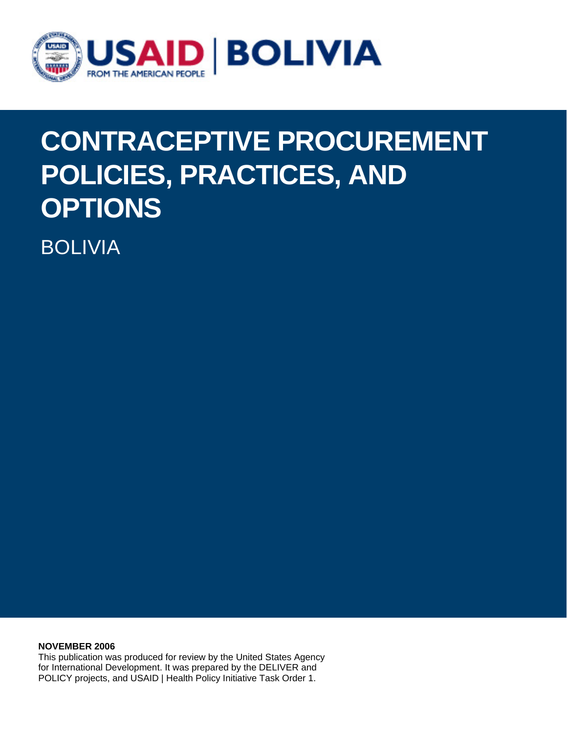USAID | BOLIVIA

FROM THE AMERICAN PEOPLE

# CONTRACEPTIVE PROCUREMENT POLICIES, PRACTICES, AND OPTIONS

## BOLIVIA

**NOVEMBER 2006**

This publication was produced for review by the United States Agency for International Development. It was prepared by the DELIVER and POLICY projects, and USAID | Health Policy Initiative Task Order 1.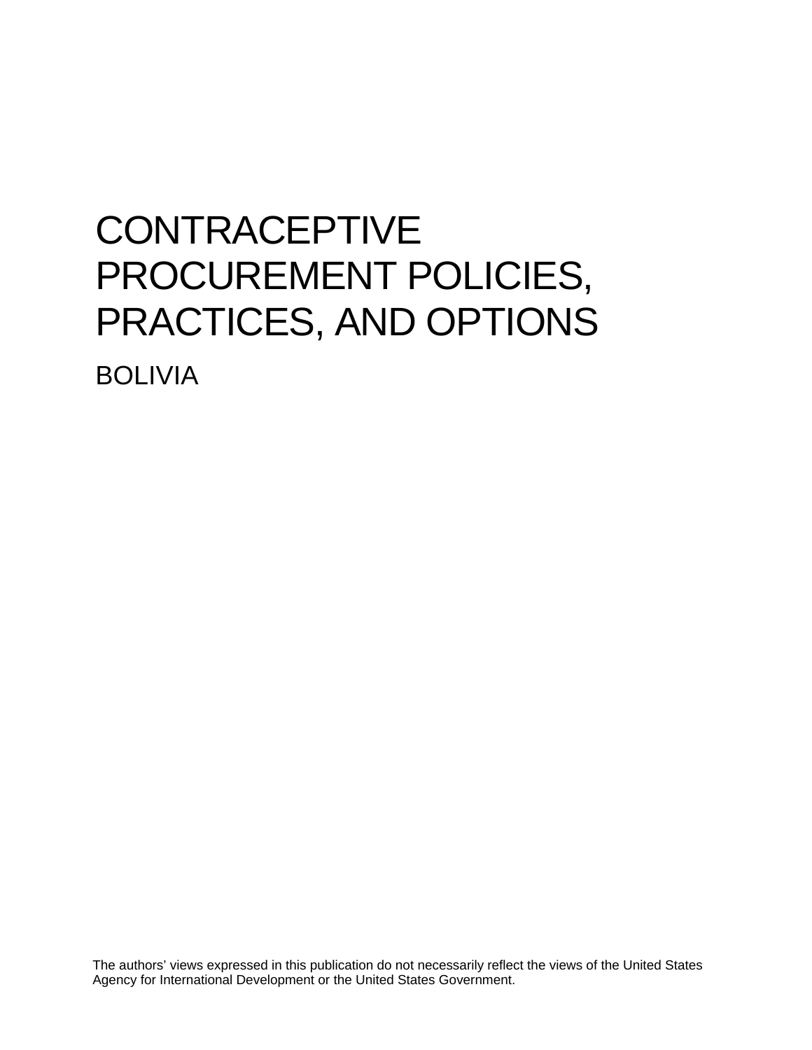# CONTRACEPTIVE PROCUREMENT POLICIES, PRACTICES, AND OPTIONS

## BOLIVIA

The authors' views expressed in this publication do not necessarily reflect the views of the United States Agency for International Development or the United States Government.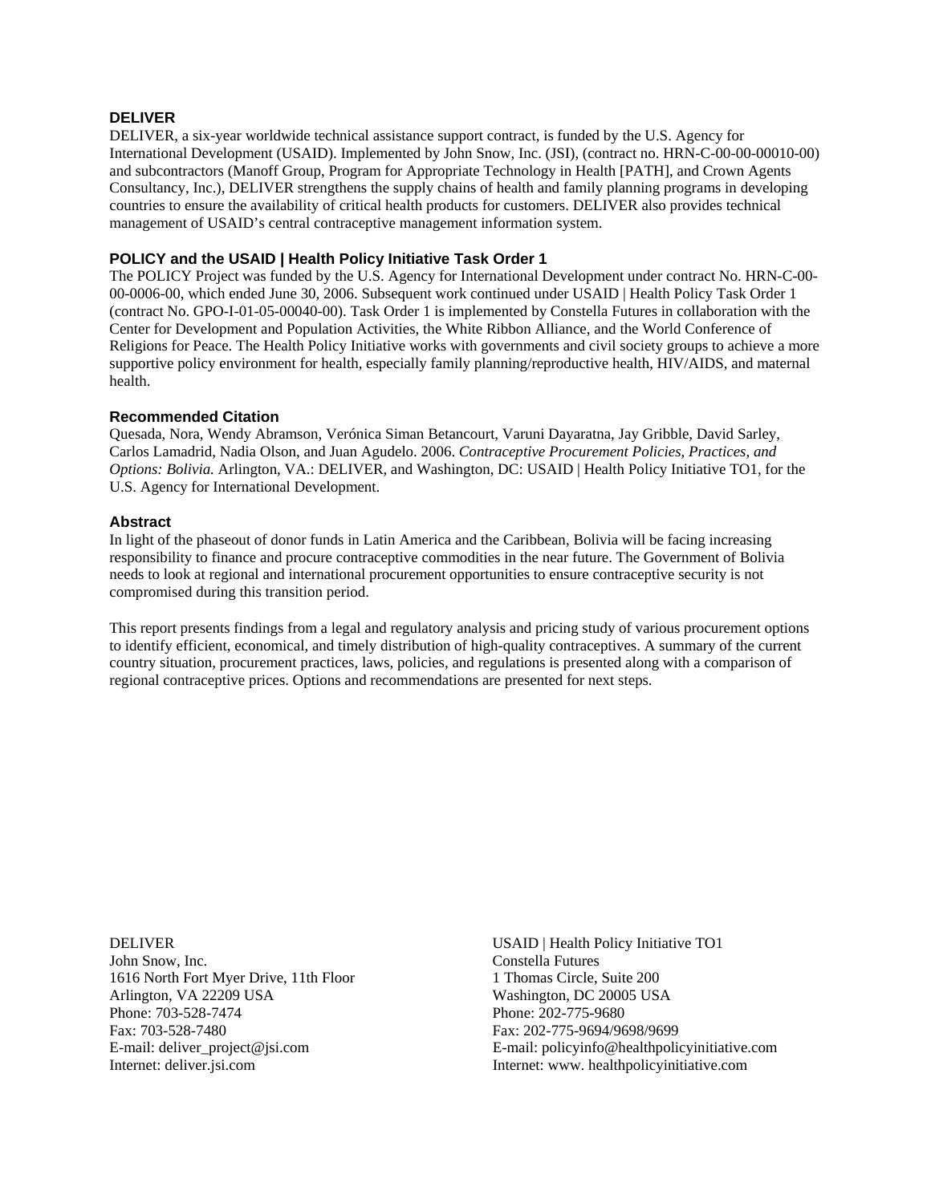### DELIVER

DELIVER, a six-year worldwide technical assistance support contract, is funded by the U.S. Agency for International Development (USAID). Implemented by John Snow, Inc. (JSI), (contract no. HRN-C-00-00-00010-00) and subcontractors (Manoff Group, Program for Appropriate Technology in Health [PATH], and Crown Agents Consultancy, Inc.), DELIVER strengthens the supply chains of health and family planning programs in developing countries to ensure the availability of critical health products for customers. DELIVER also provides technical management of USAID's central contraceptive management information system.

### POLICY and the USAID | Health Policy Initiative Task Order 1

The POLICY Project was funded by the U.S. Agency for International Development under contract No. HRN-C-00-00-0006-00, which ended June 30, 2006. Subsequent work continued under USAID | Health Policy Task Order 1 (contract No. GPO-I-01-05-00040-00). Task Order 1 is implemented by Constella Futures in collaboration with the Center for Development and Population Activities, the White Ribbon Alliance, and the World Conference of Religions for Peace. The Health Policy Initiative works with governments and civil society groups to achieve a more supportive policy environment for health, especially family planning/reproductive health, HIV/AIDS, and maternal health.

### Recommended Citation

Quesada, Nora, Wendy Abramson, Verónica Siman Betancourt, Varuni Dayaratna, Jay Gribble, David Sarley, Carlos Lamadrid, Nadia Olson, and Juan Agudelo. 2006. *Contraceptive Procurement Policies, Practices, and Options: Bolivia.* Arlington, VA.: DELIVER, and Washington, DC: USAID | Health Policy Initiative TO1, for the U.S. Agency for International Development.

### Abstract

In light of the phaseout of donor funds in Latin America and the Caribbean, Bolivia will be facing increasing responsibility to finance and procure contraceptive commodities in the near future. The Government of Bolivia needs to look at regional and international procurement opportunities to ensure contraceptive security is not compromised during this transition period.

This report presents findings from a legal and regulatory analysis and pricing study of various procurement options to identify efficient, economical, and timely distribution of high-quality contraceptives. A summary of the current country situation, procurement practices, laws, policies, and regulations is presented along with a comparison of regional contraceptive prices. Options and recommendations are presented for next steps.

DELIVER
John Snow, Inc.
1616 North Fort Myer Drive, 11th Floor
Arlington, VA 22209 USA
Phone: 703-528-7474
Fax: 703-528-7480
E-mail: deliver_project@jsi.com
Internet: deliver.jsi.com

USAID | Health Policy Initiative TO1
Constella Futures
1 Thomas Circle, Suite 200
Washington, DC 20005 USA
Phone: 202-775-9680
Fax: 202-775-9694/9698/9699
E-mail: policyinfo@healthpolicyinitiative.com
Internet: www. healthpolicyinitiative.com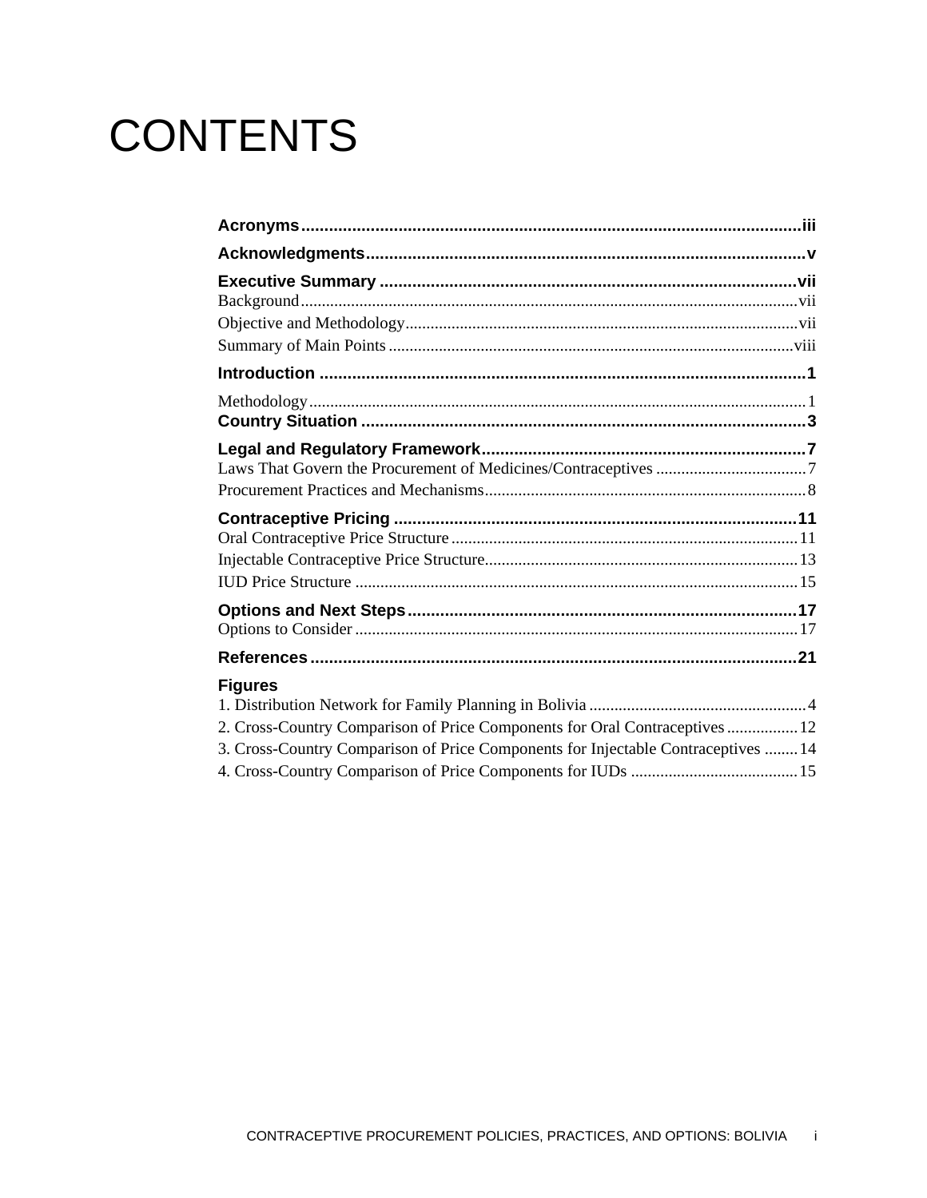# CONTENTS

**Acronyms** ........................................................................................................ iii

**Acknowledgments** ............................................................................................... v

**Executive Summary** .......................................................................................... vii

Background ............................................................................................................. vii

Objective and Methodology ..................................................................................... vii

Summary of Main Points ......................................................................................... viii

**Introduction** ........................................................................................................ 1

Methodology ............................................................................................................. 1

**Country Situation** ................................................................................................ 3

**Legal and Regulatory Framework** ...................................................................... 7

Laws That Govern the Procurement of Medicines/Contraceptives ............................ 7

Procurement Practices and Mechanisms ................................................................... 8

**Contraceptive Pricing** ........................................................................................ 11

Oral Contraceptive Price Structure .......................................................................... 11

Injectable Contraceptive Price Structure .................................................................. 13

IUD Price Structure .................................................................................................. 15

**Options and Next Steps** ..................................................................................... 17

Options to Consider ................................................................................................. 17

**References** .......................................................................................................... 21

**Figures**

1. Distribution Network for Family Planning in Bolivia ............................................ 4
2. Cross-Country Comparison of Price Components for Oral Contraceptives ........... 12
3. Cross-Country Comparison of Price Components for Injectable Contraceptives ... 14
4. Cross-Country Comparison of Price Components for IUDs .................................. 15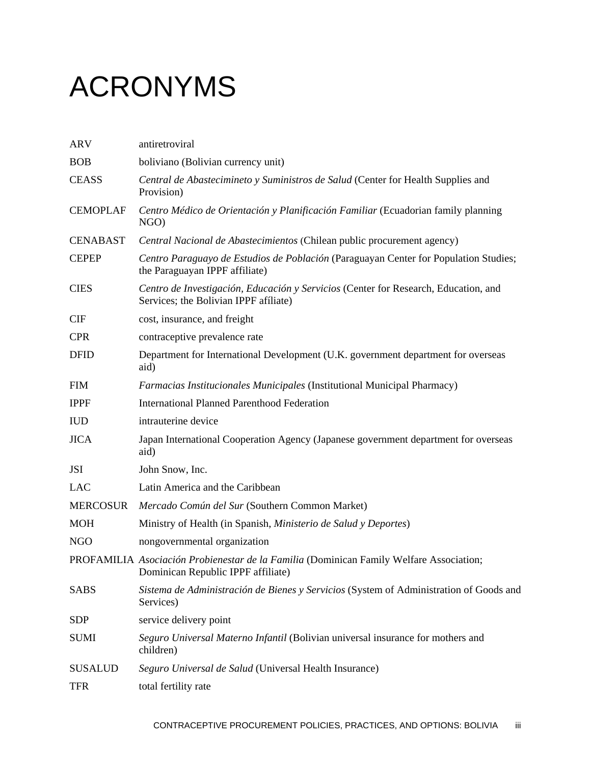# ACRONYMS

| | |
|---|---|
| ARV | antiretroviral |
| BOB | boliviano (Bolivian currency unit) |
| CEASS | *Central de Abastecimineto y Suministros de Salud* (Center for Health Supplies and Provision) |
| CEMOPLAF | *Centro Médico de Orientación y Planificación Familiar* (Ecuadorian family planning NGO) |
| CENABAST | *Central Nacional de Abastecimientos* (Chilean public procurement agency) |
| CEPEP | *Centro Paraguayo de Estudios de Población* (Paraguayan Center for Population Studies; the Paraguayan IPPF affiliate) |
| CIES | *Centro de Investigación, Educación y Servicios* (Center for Research, Education, and Services; the Bolivian IPPF afíliate) |
| CIF | cost, insurance, and freight |
| CPR | contraceptive prevalence rate |
| DFID | Department for International Development (U.K. government department for overseas aid) |
| FIM | *Farmacias Institucionales Municipales* (Institutional Municipal Pharmacy) |
| IPPF | International Planned Parenthood Federation |
| IUD | intrauterine device |
| JICA | Japan International Cooperation Agency (Japanese government department for overseas aid) |
| JSI | John Snow, Inc. |
| LAC | Latin America and the Caribbean |
| MERCOSUR | *Mercado Común del Sur* (Southern Common Market) |
| MOH | Ministry of Health (in Spanish, *Ministerio de Salud y Deportes*) |
| NGO | nongovernmental organization |
| PROFAMILIA | *Asociación Probienestar de la Familia* (Dominican Family Welfare Association; Dominican Republic IPPF affiliate) |
| SABS | *Sistema de Administración de Bienes y Servicios* (System of Administration of Goods and Services) |
| SDP | service delivery point |
| SUMI | *Seguro Universal Materno Infantil* (Bolivian universal insurance for mothers and children) |
| SUSALUD | *Seguro Universal de Salud* (Universal Health Insurance) |
| TFR | total fertility rate |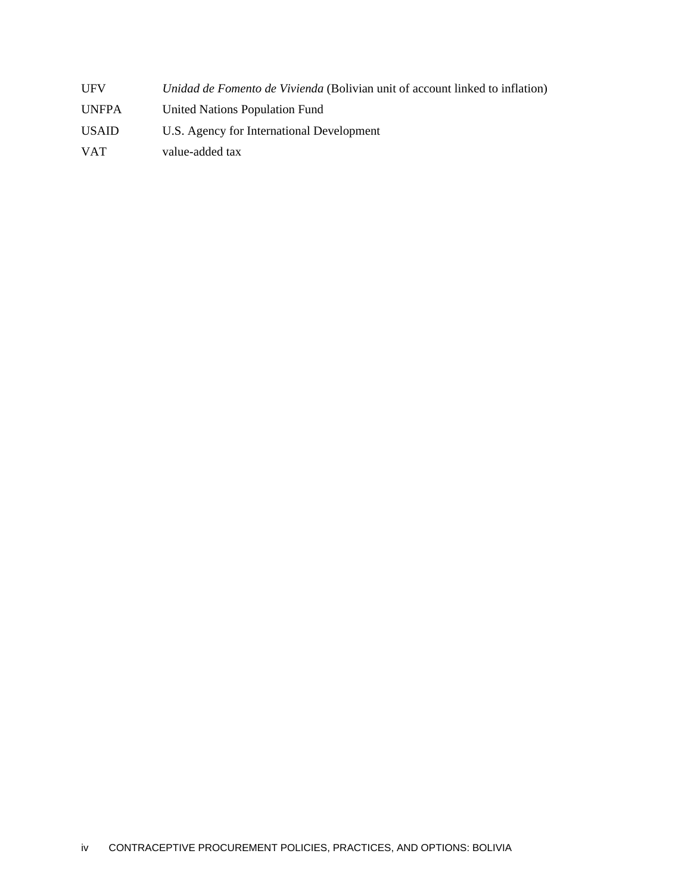| | |
|---|---|
| UFV | *Unidad de Fomento de Vivienda* (Bolivian unit of account linked to inflation) |
| UNFPA | United Nations Population Fund |
| USAID | U.S. Agency for International Development |
| VAT | value-added tax |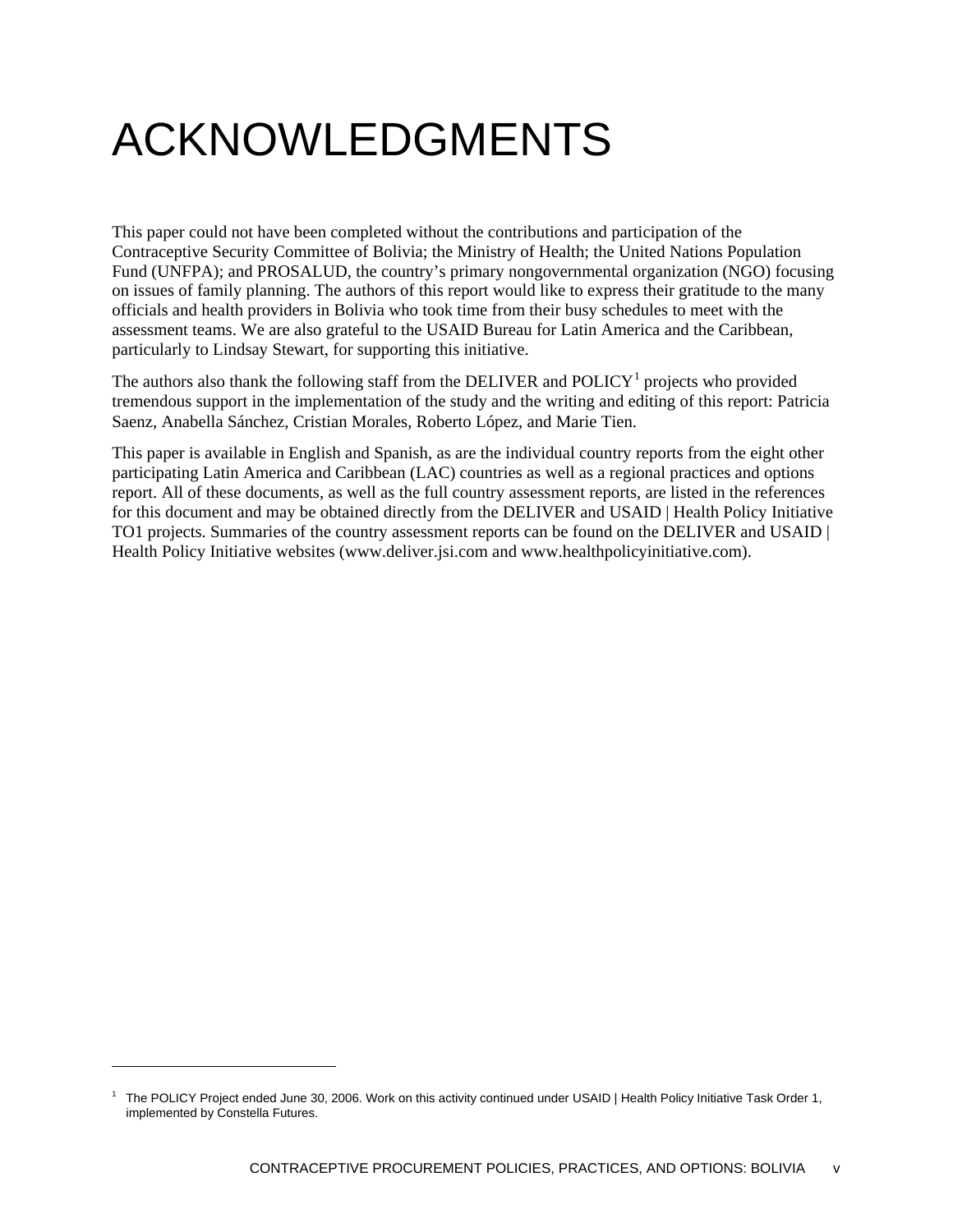# ACKNOWLEDGMENTS

This paper could not have been completed without the contributions and participation of the Contraceptive Security Committee of Bolivia; the Ministry of Health; the United Nations Population Fund (UNFPA); and PROSALUD, the country's primary nongovernmental organization (NGO) focusing on issues of family planning. The authors of this report would like to express their gratitude to the many officials and health providers in Bolivia who took time from their busy schedules to meet with the assessment teams. We are also grateful to the USAID Bureau for Latin America and the Caribbean, particularly to Lindsay Stewart, for supporting this initiative.

The authors also thank the following staff from the DELIVER and POLICY[1] projects who provided tremendous support in the implementation of the study and the writing and editing of this report: Patricia Saenz, Anabella Sánchez, Cristian Morales, Roberto López, and Marie Tien.

This paper is available in English and Spanish, as are the individual country reports from the eight other participating Latin America and Caribbean (LAC) countries as well as a regional practices and options report. All of these documents, as well as the full country assessment reports, are listed in the references for this document and may be obtained directly from the DELIVER and USAID | Health Policy Initiative TO1 projects. Summaries of the country assessment reports can be found on the DELIVER and USAID | Health Policy Initiative websites (www.deliver.jsi.com and www.healthpolicyinitiative.com).

---

[1] The POLICY Project ended June 30, 2006. Work on this activity continued under USAID | Health Policy Initiative Task Order 1, implemented by Constella Futures.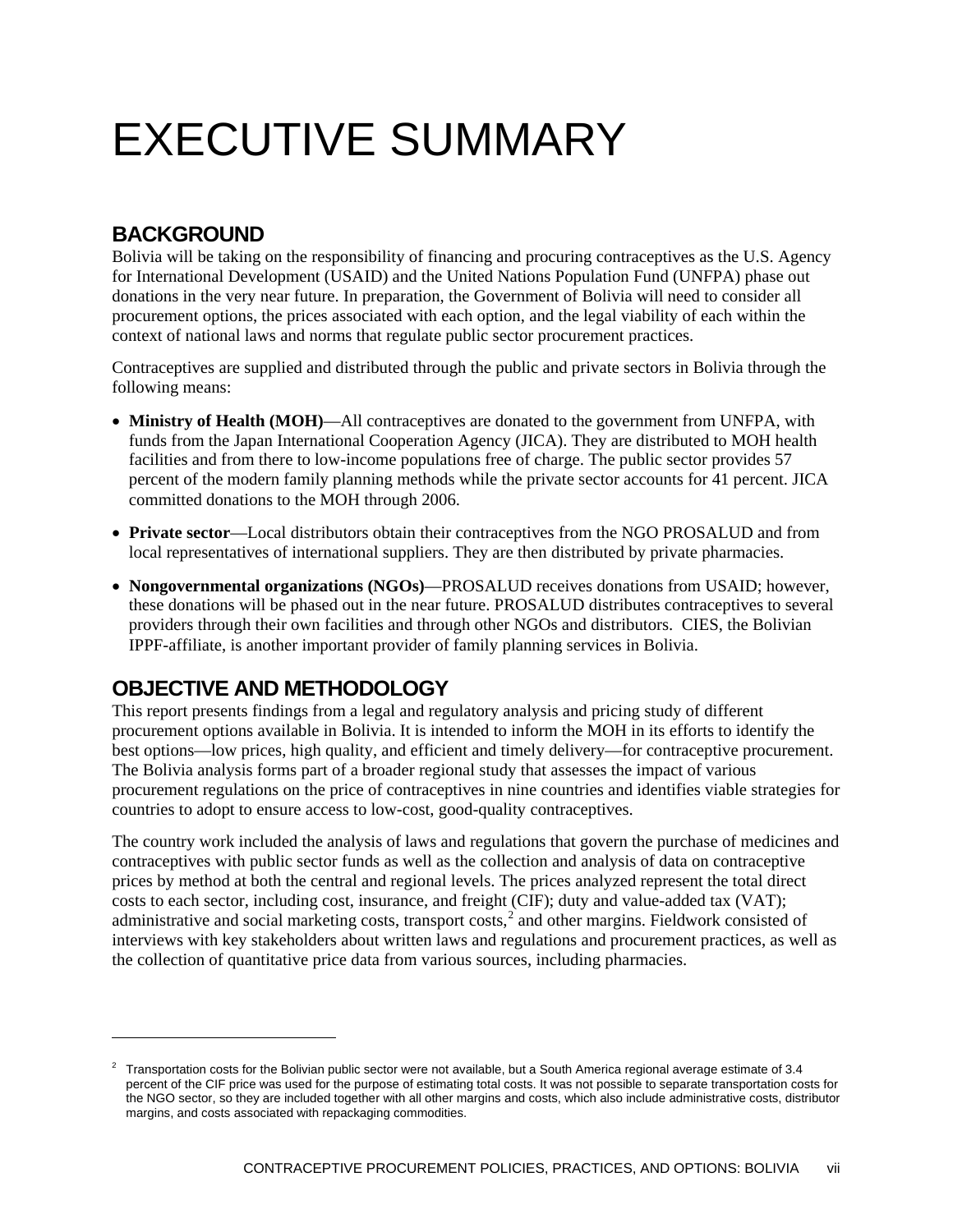# EXECUTIVE SUMMARY

## BACKGROUND

Bolivia will be taking on the responsibility of financing and procuring contraceptives as the U.S. Agency for International Development (USAID) and the United Nations Population Fund (UNFPA) phase out donations in the very near future. In preparation, the Government of Bolivia will need to consider all procurement options, the prices associated with each option, and the legal viability of each within the context of national laws and norms that regulate public sector procurement practices.

Contraceptives are supplied and distributed through the public and private sectors in Bolivia through the following means:

- **Ministry of Health (MOH)**—All contraceptives are donated to the government from UNFPA, with funds from the Japan International Cooperation Agency (JICA). They are distributed to MOH health facilities and from there to low-income populations free of charge. The public sector provides 57 percent of the modern family planning methods while the private sector accounts for 41 percent. JICA committed donations to the MOH through 2006.
- **Private sector**—Local distributors obtain their contraceptives from the NGO PROSALUD and from local representatives of international suppliers. They are then distributed by private pharmacies.
- **Nongovernmental organizations (NGOs)**—PROSALUD receives donations from USAID; however, these donations will be phased out in the near future. PROSALUD distributes contraceptives to several providers through their own facilities and through other NGOs and distributors. CIES, the Bolivian IPPF-affiliate, is another important provider of family planning services in Bolivia.

## OBJECTIVE AND METHODOLOGY

This report presents findings from a legal and regulatory analysis and pricing study of different procurement options available in Bolivia. It is intended to inform the MOH in its efforts to identify the best options—low prices, high quality, and efficient and timely delivery—for contraceptive procurement. The Bolivia analysis forms part of a broader regional study that assesses the impact of various procurement regulations on the price of contraceptives in nine countries and identifies viable strategies for countries to adopt to ensure access to low-cost, good-quality contraceptives.

The country work included the analysis of laws and regulations that govern the purchase of medicines and contraceptives with public sector funds as well as the collection and analysis of data on contraceptive prices by method at both the central and regional levels. The prices analyzed represent the total direct costs to each sector, including cost, insurance, and freight (CIF); duty and value-added tax (VAT); administrative and social marketing costs, transport costs,[2] and other margins. Fieldwork consisted of interviews with key stakeholders about written laws and regulations and procurement practices, as well as the collection of quantitative price data from various sources, including pharmacies.

---

[2] Transportation costs for the Bolivian public sector were not available, but a South America regional average estimate of 3.4 percent of the CIF price was used for the purpose of estimating total costs. It was not possible to separate transportation costs for the NGO sector, so they are included together with all other margins and costs, which also include administrative costs, distributor margins, and costs associated with repackaging commodities.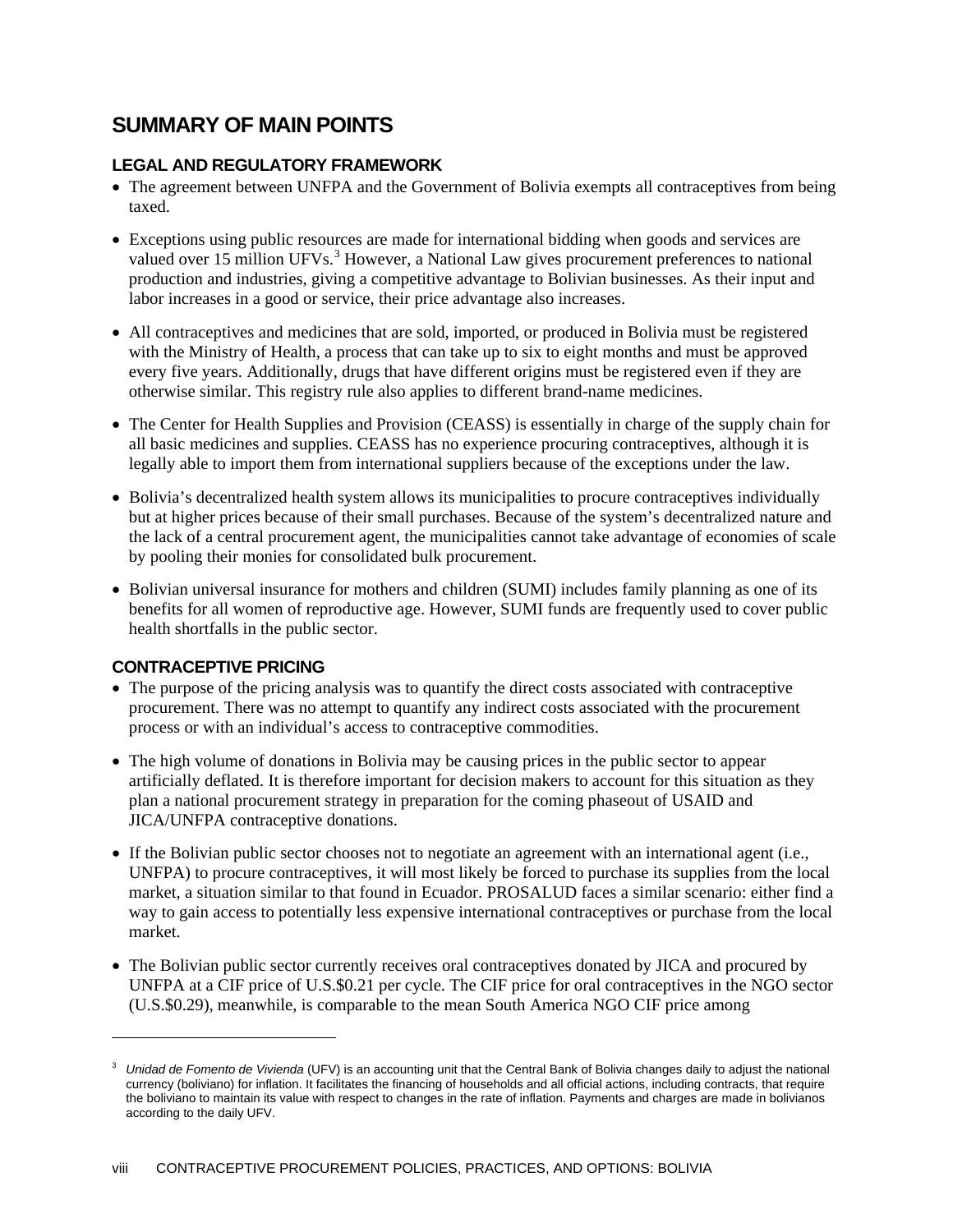# SUMMARY OF MAIN POINTS

## LEGAL AND REGULATORY FRAMEWORK

- The agreement between UNFPA and the Government of Bolivia exempts all contraceptives from being taxed.
- Exceptions using public resources are made for international bidding when goods and services are valued over 15 million UFVs.[3] However, a National Law gives procurement preferences to national production and industries, giving a competitive advantage to Bolivian businesses. As their input and labor increases in a good or service, their price advantage also increases.
- All contraceptives and medicines that are sold, imported, or produced in Bolivia must be registered with the Ministry of Health, a process that can take up to six to eight months and must be approved every five years. Additionally, drugs that have different origins must be registered even if they are otherwise similar. This registry rule also applies to different brand-name medicines.
- The Center for Health Supplies and Provision (CEASS) is essentially in charge of the supply chain for all basic medicines and supplies. CEASS has no experience procuring contraceptives, although it is legally able to import them from international suppliers because of the exceptions under the law.
- Bolivia's decentralized health system allows its municipalities to procure contraceptives individually but at higher prices because of their small purchases. Because of the system's decentralized nature and the lack of a central procurement agent, the municipalities cannot take advantage of economies of scale by pooling their monies for consolidated bulk procurement.
- Bolivian universal insurance for mothers and children (SUMI) includes family planning as one of its benefits for all women of reproductive age. However, SUMI funds are frequently used to cover public health shortfalls in the public sector.

## CONTRACEPTIVE PRICING

- The purpose of the pricing analysis was to quantify the direct costs associated with contraceptive procurement. There was no attempt to quantify any indirect costs associated with the procurement process or with an individual's access to contraceptive commodities.
- The high volume of donations in Bolivia may be causing prices in the public sector to appear artificially deflated. It is therefore important for decision makers to account for this situation as they plan a national procurement strategy in preparation for the coming phaseout of USAID and JICA/UNFPA contraceptive donations.
- If the Bolivian public sector chooses not to negotiate an agreement with an international agent (i.e., UNFPA) to procure contraceptives, it will most likely be forced to purchase its supplies from the local market, a situation similar to that found in Ecuador. PROSALUD faces a similar scenario: either find a way to gain access to potentially less expensive international contraceptives or purchase from the local market.
- The Bolivian public sector currently receives oral contraceptives donated by JICA and procured by UNFPA at a CIF price of U.S.$0.21 per cycle. The CIF price for oral contraceptives in the NGO sector (U.S.$0.29), meanwhile, is comparable to the mean South America NGO CIF price among

---

[3] *Unidad de Fomento de Vivienda* (UFV) is an accounting unit that the Central Bank of Bolivia changes daily to adjust the national currency (boliviano) for inflation. It facilitates the financing of households and all official actions, including contracts, that require the boliviano to maintain its value with respect to changes in the rate of inflation. Payments and charges are made in bolivianos according to the daily UFV.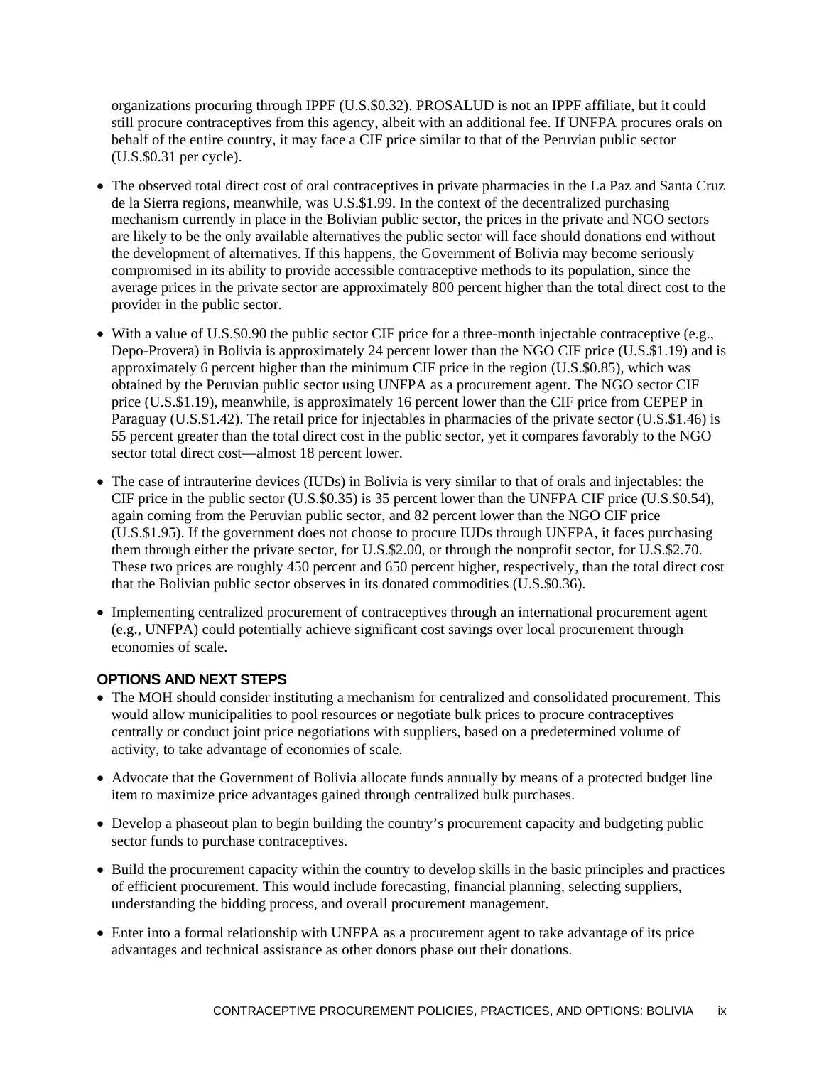organizations procuring through IPPF (U.S.$0.32). PROSALUD is not an IPPF affiliate, but it could still procure contraceptives from this agency, albeit with an additional fee. If UNFPA procures orals on behalf of the entire country, it may face a CIF price similar to that of the Peruvian public sector (U.S.$0.31 per cycle).

- The observed total direct cost of oral contraceptives in private pharmacies in the La Paz and Santa Cruz de la Sierra regions, meanwhile, was U.S.$1.99. In the context of the decentralized purchasing mechanism currently in place in the Bolivian public sector, the prices in the private and NGO sectors are likely to be the only available alternatives the public sector will face should donations end without the development of alternatives. If this happens, the Government of Bolivia may become seriously compromised in its ability to provide accessible contraceptive methods to its population, since the average prices in the private sector are approximately 800 percent higher than the total direct cost to the provider in the public sector.

- With a value of U.S.$0.90 the public sector CIF price for a three-month injectable contraceptive (e.g., Depo-Provera) in Bolivia is approximately 24 percent lower than the NGO CIF price (U.S.$1.19) and is approximately 6 percent higher than the minimum CIF price in the region (U.S.$0.85), which was obtained by the Peruvian public sector using UNFPA as a procurement agent. The NGO sector CIF price (U.S.$1.19), meanwhile, is approximately 16 percent lower than the CIF price from CEPEP in Paraguay (U.S.$1.42). The retail price for injectables in pharmacies of the private sector (U.S.$1.46) is 55 percent greater than the total direct cost in the public sector, yet it compares favorably to the NGO sector total direct cost—almost 18 percent lower.

- The case of intrauterine devices (IUDs) in Bolivia is very similar to that of orals and injectables: the CIF price in the public sector (U.S.$0.35) is 35 percent lower than the UNFPA CIF price (U.S.$0.54), again coming from the Peruvian public sector, and 82 percent lower than the NGO CIF price (U.S.$1.95). If the government does not choose to procure IUDs through UNFPA, it faces purchasing them through either the private sector, for U.S.$2.00, or through the nonprofit sector, for U.S.$2.70. These two prices are roughly 450 percent and 650 percent higher, respectively, than the total direct cost that the Bolivian public sector observes in its donated commodities (U.S.$0.36).

- Implementing centralized procurement of contraceptives through an international procurement agent (e.g., UNFPA) could potentially achieve significant cost savings over local procurement through economies of scale.

## OPTIONS AND NEXT STEPS

- The MOH should consider instituting a mechanism for centralized and consolidated procurement. This would allow municipalities to pool resources or negotiate bulk prices to procure contraceptives centrally or conduct joint price negotiations with suppliers, based on a predetermined volume of activity, to take advantage of economies of scale.

- Advocate that the Government of Bolivia allocate funds annually by means of a protected budget line item to maximize price advantages gained through centralized bulk purchases.

- Develop a phaseout plan to begin building the country's procurement capacity and budgeting public sector funds to purchase contraceptives.

- Build the procurement capacity within the country to develop skills in the basic principles and practices of efficient procurement. This would include forecasting, financial planning, selecting suppliers, understanding the bidding process, and overall procurement management.

- Enter into a formal relationship with UNFPA as a procurement agent to take advantage of its price advantages and technical assistance as other donors phase out their donations.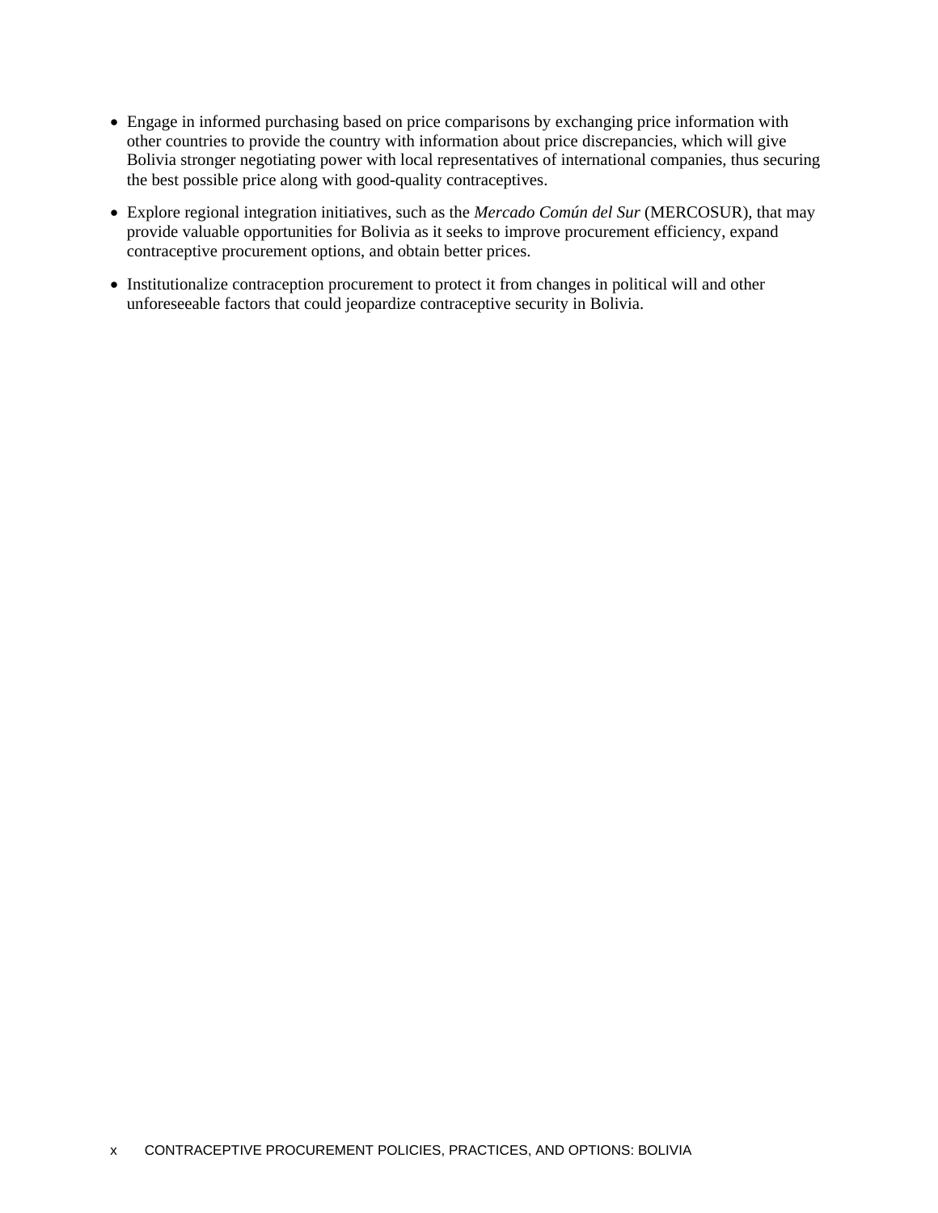- Engage in informed purchasing based on price comparisons by exchanging price information with other countries to provide the country with information about price discrepancies, which will give Bolivia stronger negotiating power with local representatives of international companies, thus securing the best possible price along with good-quality contraceptives.
- Explore regional integration initiatives, such as the *Mercado Común del Sur* (MERCOSUR), that may provide valuable opportunities for Bolivia as it seeks to improve procurement efficiency, expand contraceptive procurement options, and obtain better prices.
- Institutionalize contraception procurement to protect it from changes in political will and other unforeseeable factors that could jeopardize contraceptive security in Bolivia.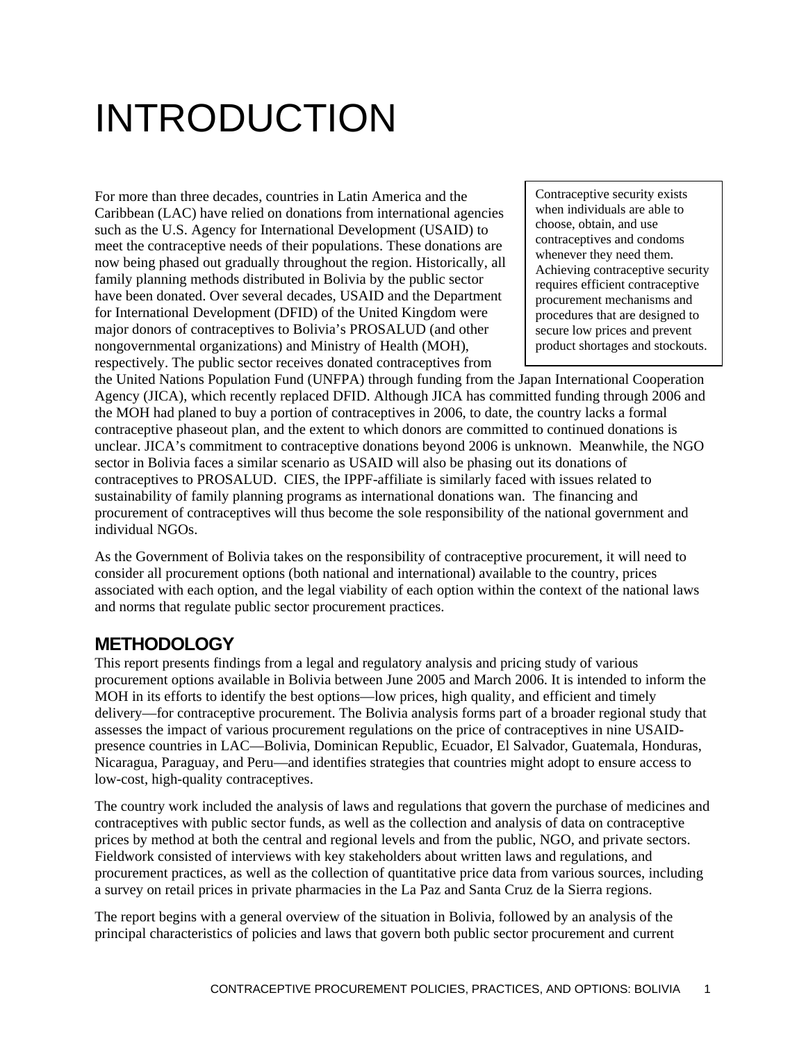// INTRODUCTION

For more than three decades, countries in Latin America and the Caribbean (LAC) have relied on donations from international agencies such as the U.S. Agency for International Development (USAID) to meet the contraceptive needs of their populations. These donations are now being phased out gradually throughout the region. Historically, all family planning methods distributed in Bolivia by the public sector have been donated. Over several decades, USAID and the Department for International Development (DFID) of the United Kingdom were major donors of contraceptives to Bolivia's PROSALUD (and other nongovernmental organizations) and Ministry of Health (MOH), respectively. The public sector receives donated contraceptives from the United Nations Population Fund (UNFPA) through funding from the Japan International Cooperation Agency (JICA), which recently replaced DFID. Although JICA has committed funding through 2006 and the MOH had planed to buy a portion of contraceptives in 2006, to date, the country lacks a formal contraceptive phaseout plan, and the extent to which donors are committed to continued donations is unclear. JICA's commitment to contraceptive donations beyond 2006 is unknown. Meanwhile, the NGO sector in Bolivia faces a similar scenario as USAID will also be phasing out its donations of contraceptives to PROSALUD. CIES, the IPPF-affiliate is similarly faced with issues related to sustainability of family planning programs as international donations wan. The financing and procurement of contraceptives will thus become the sole responsibility of the national government and individual NGOs.

> Contraceptive security exists when individuals are able to choose, obtain, and use contraceptives and condoms whenever they need them. Achieving contraceptive security requires efficient contraceptive procurement mechanisms and procedures that are designed to secure low prices and prevent product shortages and stockouts.

As the Government of Bolivia takes on the responsibility of contraceptive procurement, it will need to consider all procurement options (both national and international) available to the country, prices associated with each option, and the legal viability of each option within the context of the national laws and norms that regulate public sector procurement practices.

## METHODOLOGY

This report presents findings from a legal and regulatory analysis and pricing study of various procurement options available in Bolivia between June 2005 and March 2006. It is intended to inform the MOH in its efforts to identify the best options—low prices, high quality, and efficient and timely delivery—for contraceptive procurement. The Bolivia analysis forms part of a broader regional study that assesses the impact of various procurement regulations on the price of contraceptives in nine USAID-presence countries in LAC—Bolivia, Dominican Republic, Ecuador, El Salvador, Guatemala, Honduras, Nicaragua, Paraguay, and Peru—and identifies strategies that countries might adopt to ensure access to low-cost, high-quality contraceptives.

The country work included the analysis of laws and regulations that govern the purchase of medicines and contraceptives with public sector funds, as well as the collection and analysis of data on contraceptive prices by method at both the central and regional levels and from the public, NGO, and private sectors. Fieldwork consisted of interviews with key stakeholders about written laws and regulations, and procurement practices, as well as the collection of quantitative price data from various sources, including a survey on retail prices in private pharmacies in the La Paz and Santa Cruz de la Sierra regions.

The report begins with a general overview of the situation in Bolivia, followed by an analysis of the principal characteristics of policies and laws that govern both public sector procurement and current

# INTRODUCTION

For more than three decades, countries in Latin America and the Caribbean (LAC) have relied on donations from international agencies such as the U.S. Agency for International Development (USAID) to meet the contraceptive needs of their populations. These donations are now being phased out gradually throughout the region. Historically, all family planning methods distributed in Bolivia by the public sector have been donated. Over several decades, USAID and the Department for International Development (DFID) of the United Kingdom were major donors of contraceptives to Bolivia's PROSALUD (and other nongovernmental organizations) and Ministry of Health (MOH), respectively. The public sector receives donated contraceptives from the United Nations Population Fund (UNFPA) through funding from the Japan International Cooperation Agency (JICA), which recently replaced DFID. Although JICA has committed funding through 2006 and the MOH had planed to buy a portion of contraceptives in 2006, to date, the country lacks a formal contraceptive phaseout plan, and the extent to which donors are committed to continued donations is unclear. JICA's commitment to contraceptive donations beyond 2006 is unknown. Meanwhile, the NGO sector in Bolivia faces a similar scenario as USAID will also be phasing out its donations of contraceptives to PROSALUD. CIES, the IPPF-affiliate is similarly faced with issues related to sustainability of family planning programs as international donations wan. The financing and procurement of contraceptives will thus become the sole responsibility of the national government and individual NGOs.

> Contraceptive security exists when individuals are able to choose, obtain, and use contraceptives and condoms whenever they need them. Achieving contraceptive security requires efficient contraceptive procurement mechanisms and procedures that are designed to secure low prices and prevent product shortages and stockouts.

As the Government of Bolivia takes on the responsibility of contraceptive procurement, it will need to consider all procurement options (both national and international) available to the country, prices associated with each option, and the legal viability of each option within the context of the national laws and norms that regulate public sector procurement practices.

## METHODOLOGY

This report presents findings from a legal and regulatory analysis and pricing study of various procurement options available in Bolivia between June 2005 and March 2006. It is intended to inform the MOH in its efforts to identify the best options—low prices, high quality, and efficient and timely delivery—for contraceptive procurement. The Bolivia analysis forms part of a broader regional study that assesses the impact of various procurement regulations on the price of contraceptives in nine USAID-presence countries in LAC—Bolivia, Dominican Republic, Ecuador, El Salvador, Guatemala, Honduras, Nicaragua, Paraguay, and Peru—and identifies strategies that countries might adopt to ensure access to low-cost, high-quality contraceptives.

The country work included the analysis of laws and regulations that govern the purchase of medicines and contraceptives with public sector funds, as well as the collection and analysis of data on contraceptive prices by method at both the central and regional levels and from the public, NGO, and private sectors. Fieldwork consisted of interviews with key stakeholders about written laws and regulations, and procurement practices, as well as the collection of quantitative price data from various sources, including a survey on retail prices in private pharmacies in the La Paz and Santa Cruz de la Sierra regions.

The report begins with a general overview of the situation in Bolivia, followed by an analysis of the principal characteristics of policies and laws that govern both public sector procurement and current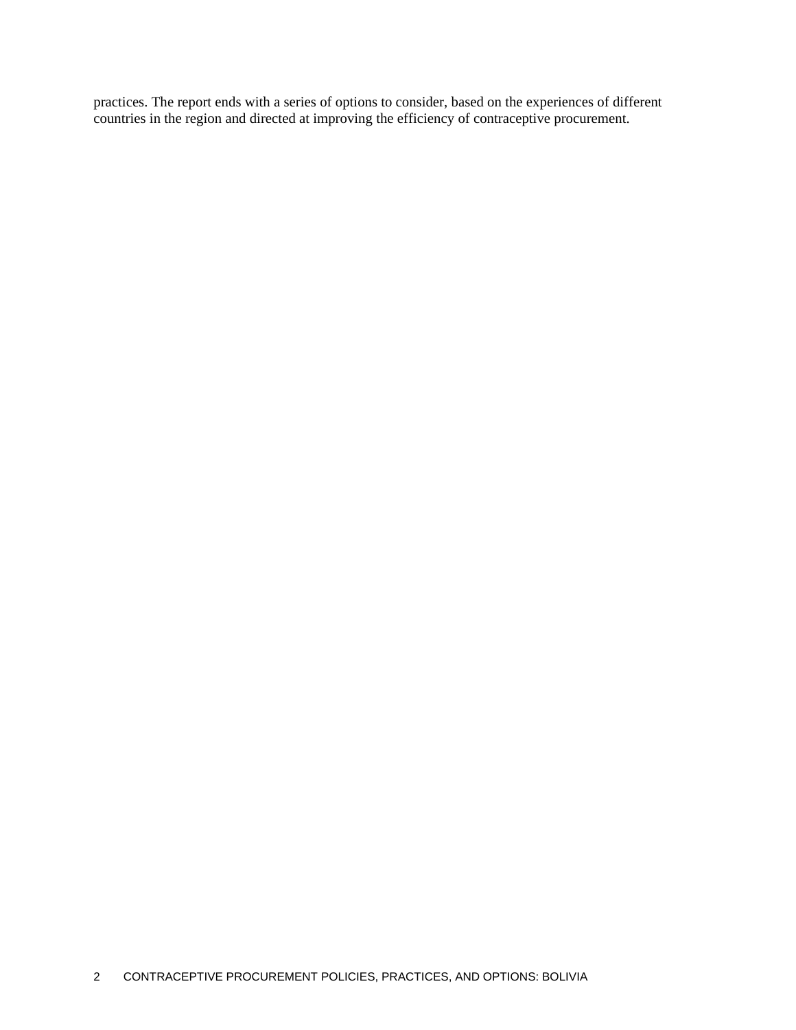practices. The report ends with a series of options to consider, based on the experiences of different countries in the region and directed at improving the efficiency of contraceptive procurement.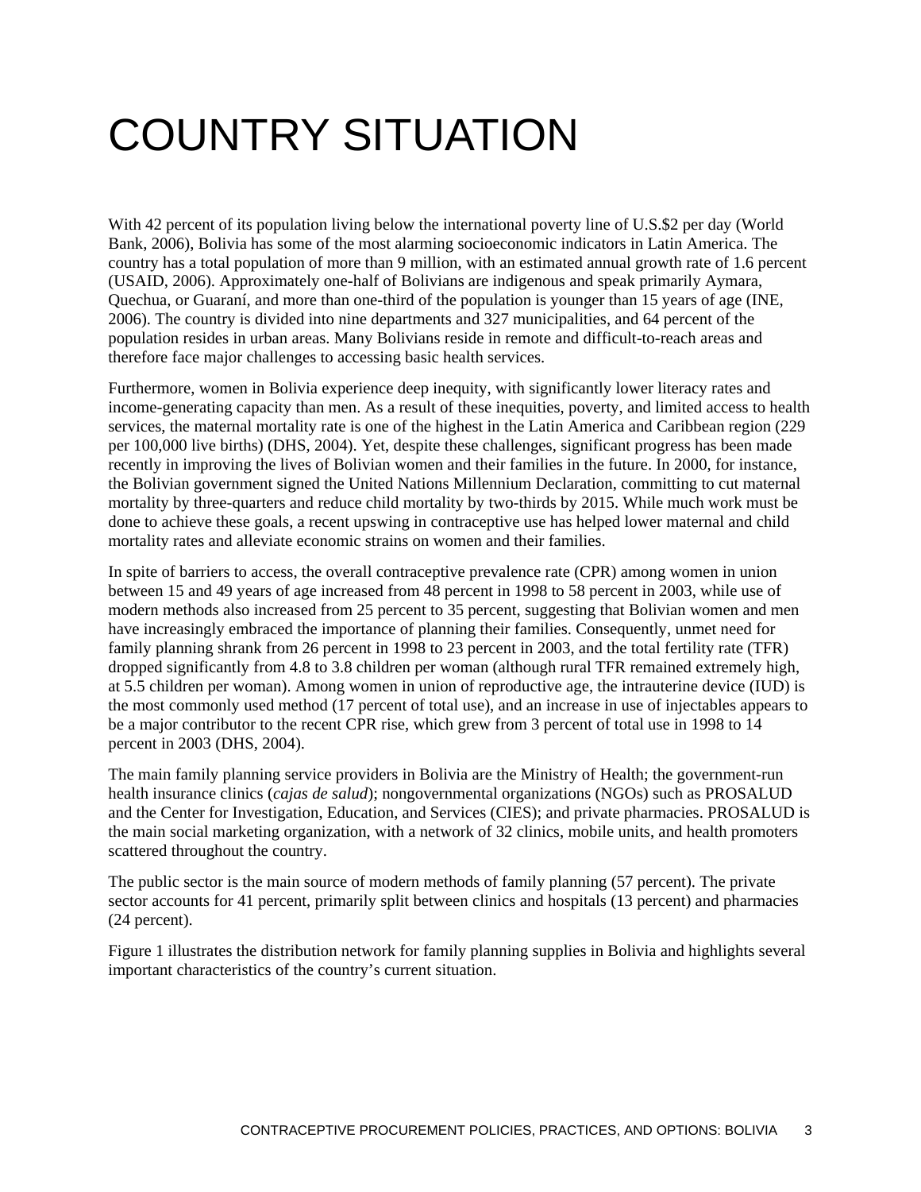# COUNTRY SITUATION

With 42 percent of its population living below the international poverty line of U.S.$2 per day (World Bank, 2006), Bolivia has some of the most alarming socioeconomic indicators in Latin America. The country has a total population of more than 9 million, with an estimated annual growth rate of 1.6 percent (USAID, 2006). Approximately one-half of Bolivians are indigenous and speak primarily Aymara, Quechua, or Guaraní, and more than one-third of the population is younger than 15 years of age (INE, 2006). The country is divided into nine departments and 327 municipalities, and 64 percent of the population resides in urban areas. Many Bolivians reside in remote and difficult-to-reach areas and therefore face major challenges to accessing basic health services.

Furthermore, women in Bolivia experience deep inequity, with significantly lower literacy rates and income-generating capacity than men. As a result of these inequities, poverty, and limited access to health services, the maternal mortality rate is one of the highest in the Latin America and Caribbean region (229 per 100,000 live births) (DHS, 2004). Yet, despite these challenges, significant progress has been made recently in improving the lives of Bolivian women and their families in the future. In 2000, for instance, the Bolivian government signed the United Nations Millennium Declaration, committing to cut maternal mortality by three-quarters and reduce child mortality by two-thirds by 2015. While much work must be done to achieve these goals, a recent upswing in contraceptive use has helped lower maternal and child mortality rates and alleviate economic strains on women and their families.

In spite of barriers to access, the overall contraceptive prevalence rate (CPR) among women in union between 15 and 49 years of age increased from 48 percent in 1998 to 58 percent in 2003, while use of modern methods also increased from 25 percent to 35 percent, suggesting that Bolivian women and men have increasingly embraced the importance of planning their families. Consequently, unmet need for family planning shrank from 26 percent in 1998 to 23 percent in 2003, and the total fertility rate (TFR) dropped significantly from 4.8 to 3.8 children per woman (although rural TFR remained extremely high, at 5.5 children per woman). Among women in union of reproductive age, the intrauterine device (IUD) is the most commonly used method (17 percent of total use), and an increase in use of injectables appears to be a major contributor to the recent CPR rise, which grew from 3 percent of total use in 1998 to 14 percent in 2003 (DHS, 2004).

The main family planning service providers in Bolivia are the Ministry of Health; the government-run health insurance clinics (*cajas de salud*); nongovernmental organizations (NGOs) such as PROSALUD and the Center for Investigation, Education, and Services (CIES); and private pharmacies. PROSALUD is the main social marketing organization, with a network of 32 clinics, mobile units, and health promoters scattered throughout the country.

The public sector is the main source of modern methods of family planning (57 percent). The private sector accounts for 41 percent, primarily split between clinics and hospitals (13 percent) and pharmacies (24 percent).

Figure 1 illustrates the distribution network for family planning supplies in Bolivia and highlights several important characteristics of the country's current situation.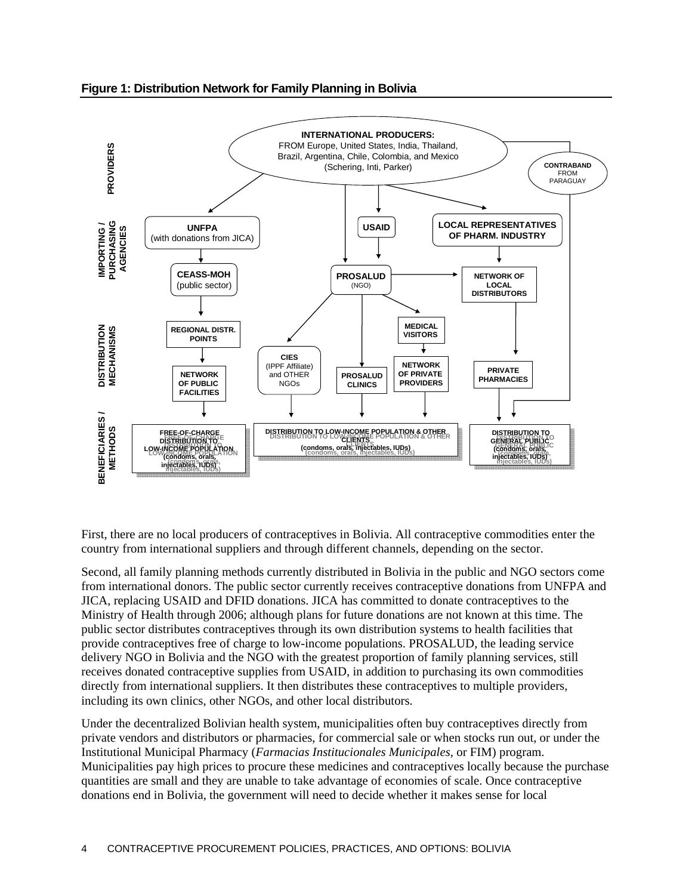**Figure 1: Distribution Network for Family Planning in Bolivia**

PROVIDERS

INTERNATIONAL PRODUCERS:
FROM Europe, United States, India, Thailand, Brazil, Argentina, Chile, Colombia, and Mexico (Schering, Inti, Parker)

CONTRABAND FROM PARAGUAY

IMPORTING / PURCHASING AGENCIES

UNFPA (with donations from JICA)

USAID

LOCAL REPRESENTATIVES OF PHARM. INDUSTRY

CEASS-MOH (public sector)

PROSALUD (NGO)

NETWORK OF LOCAL DISTRIBUTORS

DISTRIBUTION MECHANISMS

REGIONAL DISTR. POINTS

MEDICAL VISITORS

NETWORK OF PUBLIC FACILITIES

CIES (IPPF Affiliate) and OTHER NGOs

PROSALUD CLINICS

NETWORK OF PRIVATE PROVIDERS

PRIVATE PHARMACIES

BENEFICIARIES / METHODS

FREE-OF-CHARGE DISTRIBUTION TO LOW-INCOME POPULATION (condoms, orals, injectables, IUDs)

DISTRIBUTION TO LOW-INCOME POPULATION & OTHER CLIENTS (condoms, orals, injectables, IUDs)

DISTRIBUTION TO GENERAL PUBLIC (condoms, orals, injectables, IUDs)

First, there are no local producers of contraceptives in Bolivia. All contraceptive commodities enter the country from international suppliers and through different channels, depending on the sector.

Second, all family planning methods currently distributed in Bolivia in the public and NGO sectors come from international donors. The public sector currently receives contraceptive donations from UNFPA and JICA, replacing USAID and DFID donations. JICA has committed to donate contraceptives to the Ministry of Health through 2006; although plans for future donations are not known at this time. The public sector distributes contraceptives through its own distribution systems to health facilities that provide contraceptives free of charge to low-income populations. PROSALUD, the leading service delivery NGO in Bolivia and the NGO with the greatest proportion of family planning services, still receives donated contraceptive supplies from USAID, in addition to purchasing its own commodities directly from international suppliers. It then distributes these contraceptives to multiple providers, including its own clinics, other NGOs, and other local distributors.

Under the decentralized Bolivian health system, municipalities often buy contraceptives directly from private vendors and distributors or pharmacies, for commercial sale or when stocks run out, or under the Institutional Municipal Pharmacy (*Farmacias Institucionales Municipales*, or FIM) program. Municipalities pay high prices to procure these medicines and contraceptives locally because the purchase quantities are small and they are unable to take advantage of economies of scale. Once contraceptive donations end in Bolivia, the government will need to decide whether it makes sense for local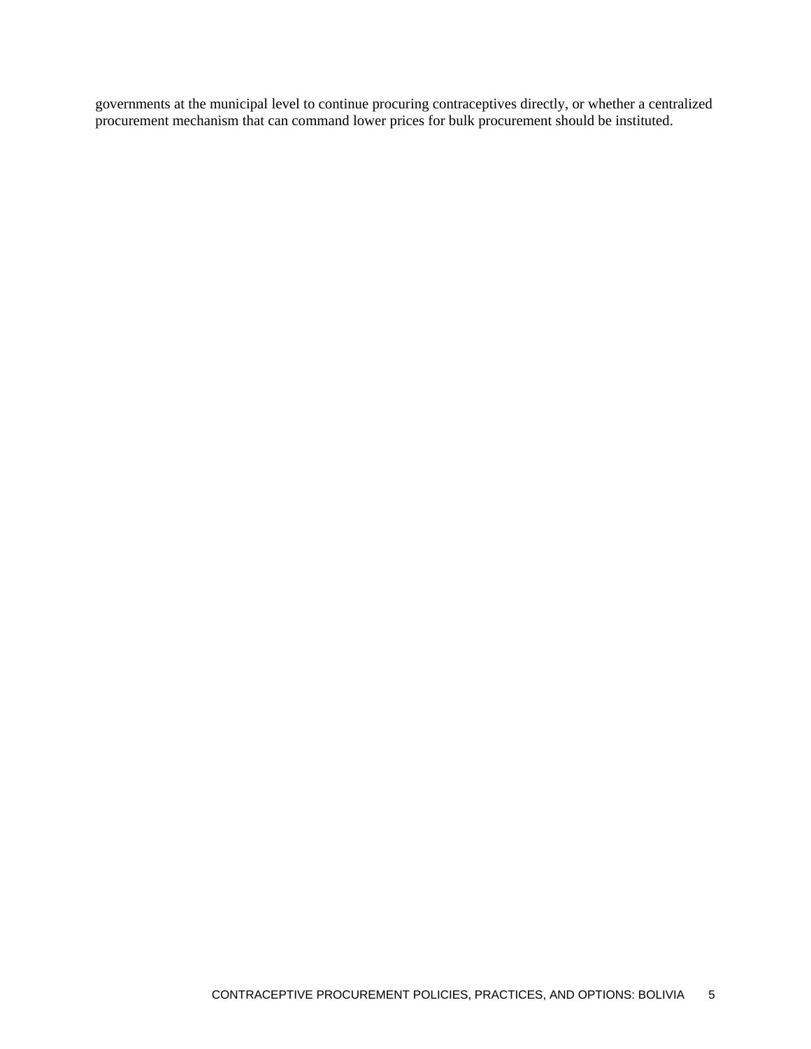governments at the municipal level to continue procuring contraceptives directly, or whether a centralized procurement mechanism that can command lower prices for bulk procurement should be instituted.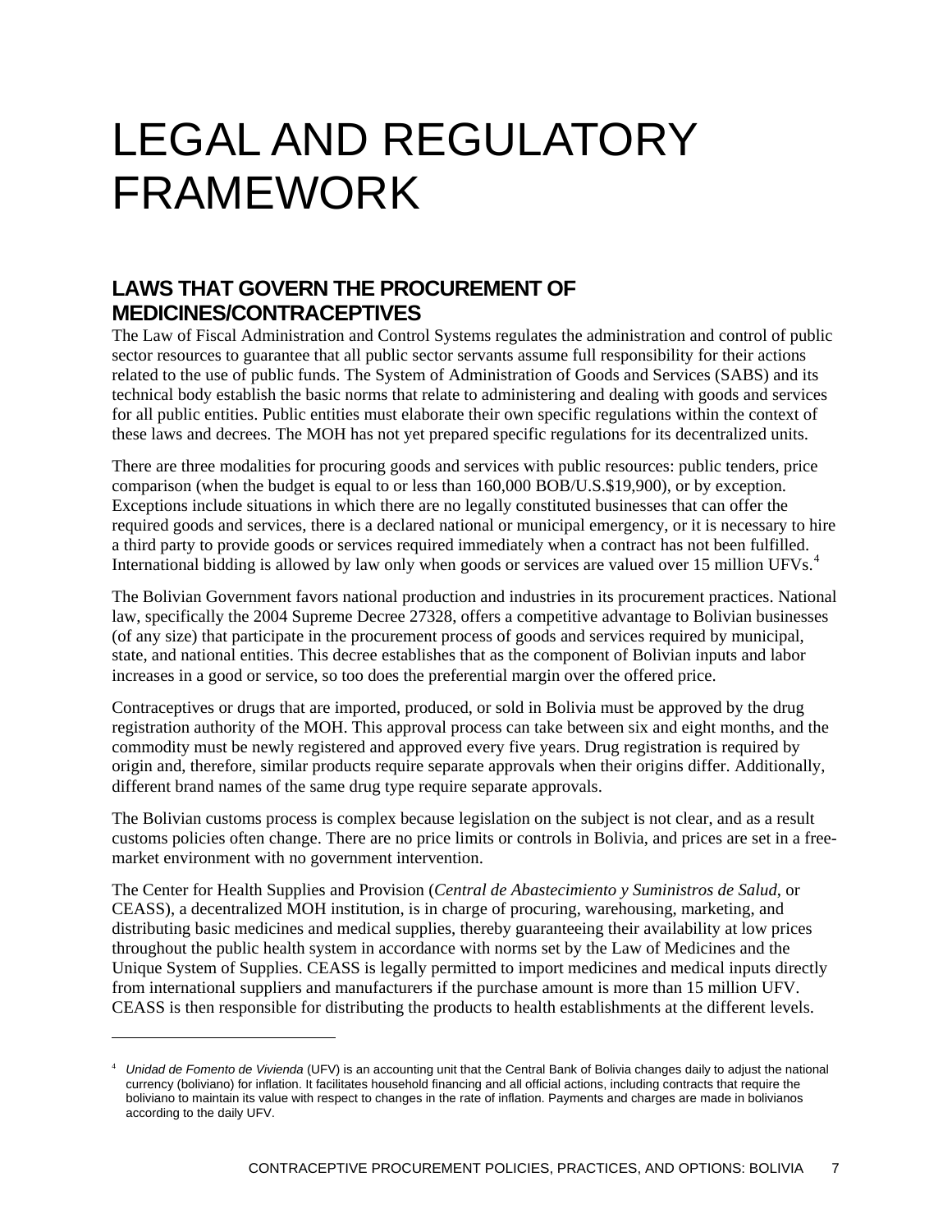# LEGAL AND REGULATORY FRAMEWORK

## LAWS THAT GOVERN THE PROCUREMENT OF MEDICINES/CONTRACEPTIVES

The Law of Fiscal Administration and Control Systems regulates the administration and control of public sector resources to guarantee that all public sector servants assume full responsibility for their actions related to the use of public funds. The System of Administration of Goods and Services (SABS) and its technical body establish the basic norms that relate to administering and dealing with goods and services for all public entities. Public entities must elaborate their own specific regulations within the context of these laws and decrees. The MOH has not yet prepared specific regulations for its decentralized units.

There are three modalities for procuring goods and services with public resources: public tenders, price comparison (when the budget is equal to or less than 160,000 BOB/U.S.$19,900), or by exception. Exceptions include situations in which there are no legally constituted businesses that can offer the required goods and services, there is a declared national or municipal emergency, or it is necessary to hire a third party to provide goods or services required immediately when a contract has not been fulfilled. International bidding is allowed by law only when goods or services are valued over 15 million UFVs.[4]

The Bolivian Government favors national production and industries in its procurement practices. National law, specifically the 2004 Supreme Decree 27328, offers a competitive advantage to Bolivian businesses (of any size) that participate in the procurement process of goods and services required by municipal, state, and national entities. This decree establishes that as the component of Bolivian inputs and labor increases in a good or service, so too does the preferential margin over the offered price.

Contraceptives or drugs that are imported, produced, or sold in Bolivia must be approved by the drug registration authority of the MOH. This approval process can take between six and eight months, and the commodity must be newly registered and approved every five years. Drug registration is required by origin and, therefore, similar products require separate approvals when their origins differ. Additionally, different brand names of the same drug type require separate approvals.

The Bolivian customs process is complex because legislation on the subject is not clear, and as a result customs policies often change. There are no price limits or controls in Bolivia, and prices are set in a free-market environment with no government intervention.

The Center for Health Supplies and Provision (*Central de Abastecimiento y Suministros de Salud*, or CEASS), a decentralized MOH institution, is in charge of procuring, warehousing, marketing, and distributing basic medicines and medical supplies, thereby guaranteeing their availability at low prices throughout the public health system in accordance with norms set by the Law of Medicines and the Unique System of Supplies. CEASS is legally permitted to import medicines and medical inputs directly from international suppliers and manufacturers if the purchase amount is more than 15 million UFV. CEASS is then responsible for distributing the products to health establishments at the different levels.

---

[4] *Unidad de Fomento de Vivienda* (UFV) is an accounting unit that the Central Bank of Bolivia changes daily to adjust the national currency (boliviano) for inflation. It facilitates household financing and all official actions, including contracts that require the boliviano to maintain its value with respect to changes in the rate of inflation. Payments and charges are made in bolivianos according to the daily UFV.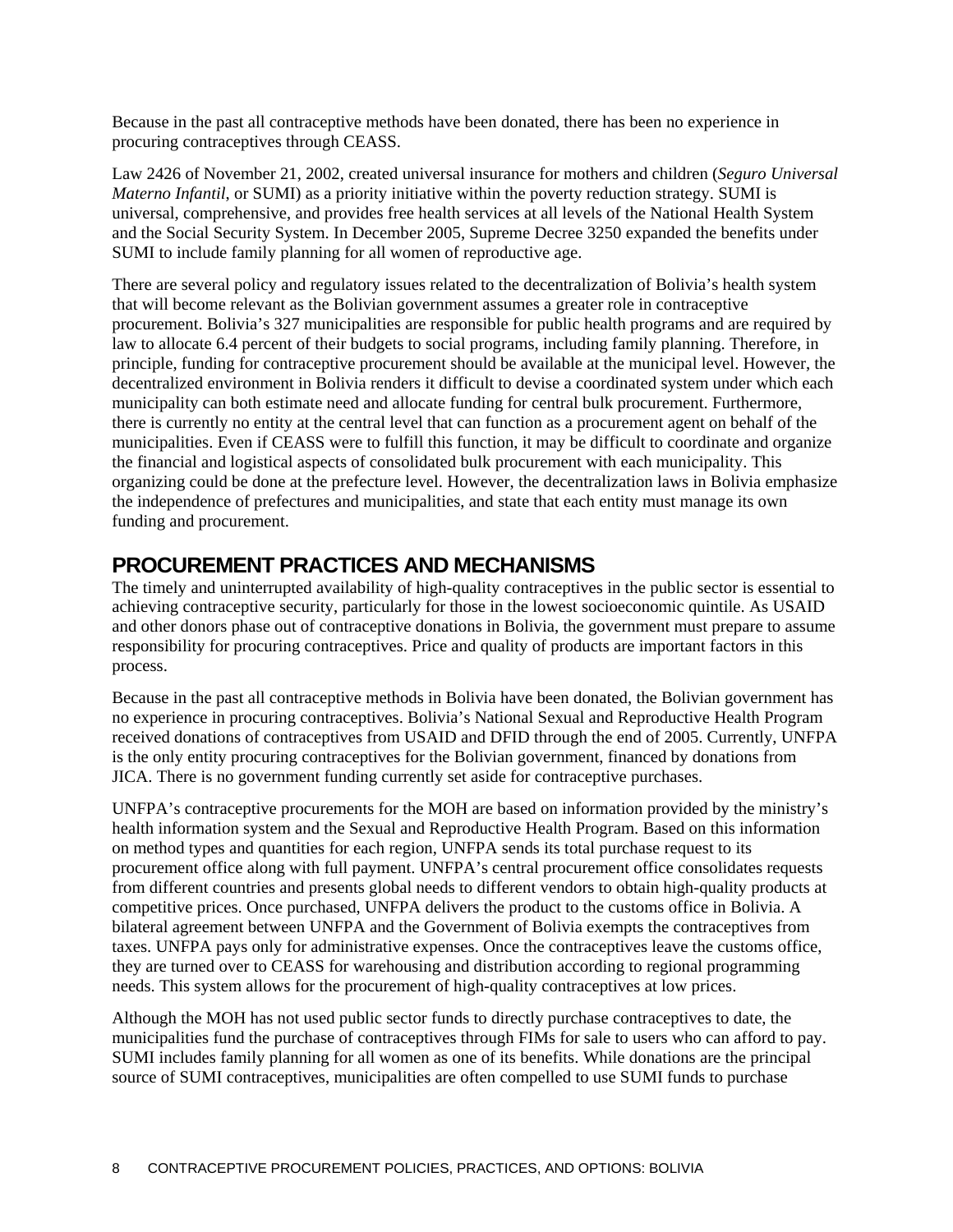Because in the past all contraceptive methods have been donated, there has been no experience in procuring contraceptives through CEASS.

Law 2426 of November 21, 2002, created universal insurance for mothers and children (*Seguro Universal Materno Infantil*, or SUMI) as a priority initiative within the poverty reduction strategy. SUMI is universal, comprehensive, and provides free health services at all levels of the National Health System and the Social Security System. In December 2005, Supreme Decree 3250 expanded the benefits under SUMI to include family planning for all women of reproductive age.

There are several policy and regulatory issues related to the decentralization of Bolivia's health system that will become relevant as the Bolivian government assumes a greater role in contraceptive procurement. Bolivia's 327 municipalities are responsible for public health programs and are required by law to allocate 6.4 percent of their budgets to social programs, including family planning. Therefore, in principle, funding for contraceptive procurement should be available at the municipal level. However, the decentralized environment in Bolivia renders it difficult to devise a coordinated system under which each municipality can both estimate need and allocate funding for central bulk procurement. Furthermore, there is currently no entity at the central level that can function as a procurement agent on behalf of the municipalities. Even if CEASS were to fulfill this function, it may be difficult to coordinate and organize the financial and logistical aspects of consolidated bulk procurement with each municipality. This organizing could be done at the prefecture level. However, the decentralization laws in Bolivia emphasize the independence of prefectures and municipalities, and state that each entity must manage its own funding and procurement.

## PROCUREMENT PRACTICES AND MECHANISMS

The timely and uninterrupted availability of high-quality contraceptives in the public sector is essential to achieving contraceptive security, particularly for those in the lowest socioeconomic quintile. As USAID and other donors phase out of contraceptive donations in Bolivia, the government must prepare to assume responsibility for procuring contraceptives. Price and quality of products are important factors in this process.

Because in the past all contraceptive methods in Bolivia have been donated, the Bolivian government has no experience in procuring contraceptives. Bolivia's National Sexual and Reproductive Health Program received donations of contraceptives from USAID and DFID through the end of 2005. Currently, UNFPA is the only entity procuring contraceptives for the Bolivian government, financed by donations from JICA. There is no government funding currently set aside for contraceptive purchases.

UNFPA's contraceptive procurements for the MOH are based on information provided by the ministry's health information system and the Sexual and Reproductive Health Program. Based on this information on method types and quantities for each region, UNFPA sends its total purchase request to its procurement office along with full payment. UNFPA's central procurement office consolidates requests from different countries and presents global needs to different vendors to obtain high-quality products at competitive prices. Once purchased, UNFPA delivers the product to the customs office in Bolivia. A bilateral agreement between UNFPA and the Government of Bolivia exempts the contraceptives from taxes. UNFPA pays only for administrative expenses. Once the contraceptives leave the customs office, they are turned over to CEASS for warehousing and distribution according to regional programming needs. This system allows for the procurement of high-quality contraceptives at low prices.

Although the MOH has not used public sector funds to directly purchase contraceptives to date, the municipalities fund the purchase of contraceptives through FIMs for sale to users who can afford to pay. SUMI includes family planning for all women as one of its benefits. While donations are the principal source of SUMI contraceptives, municipalities are often compelled to use SUMI funds to purchase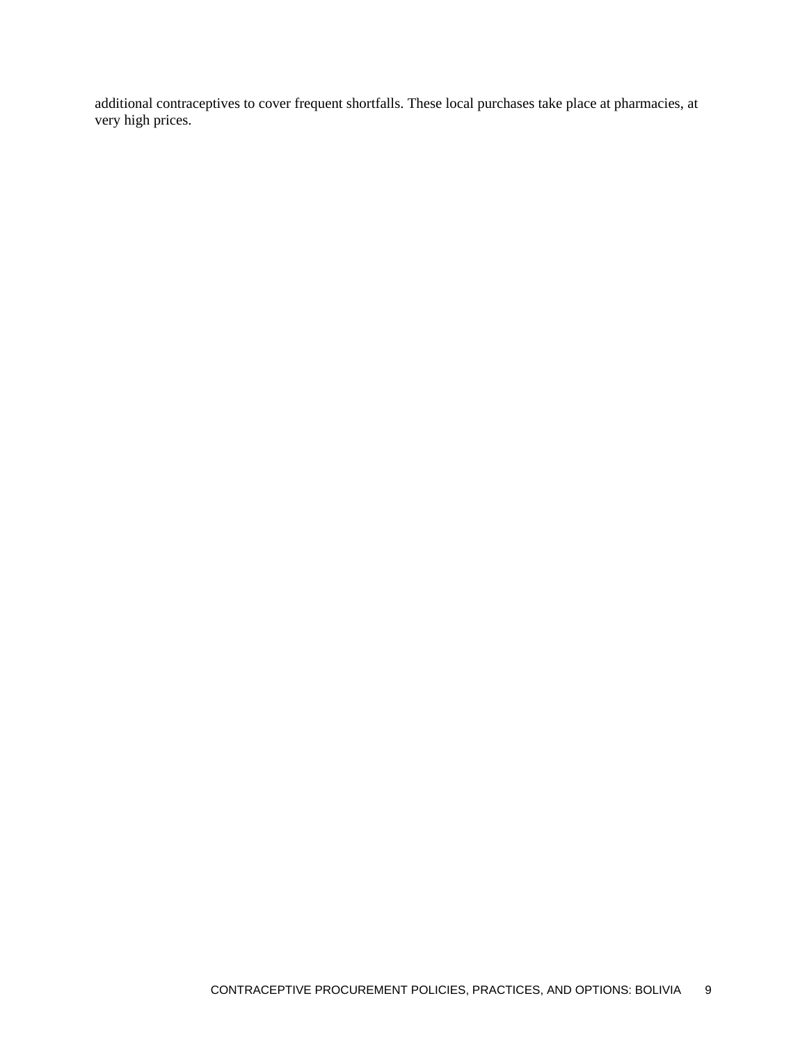additional contraceptives to cover frequent shortfalls. These local purchases take place at pharmacies, at very high prices.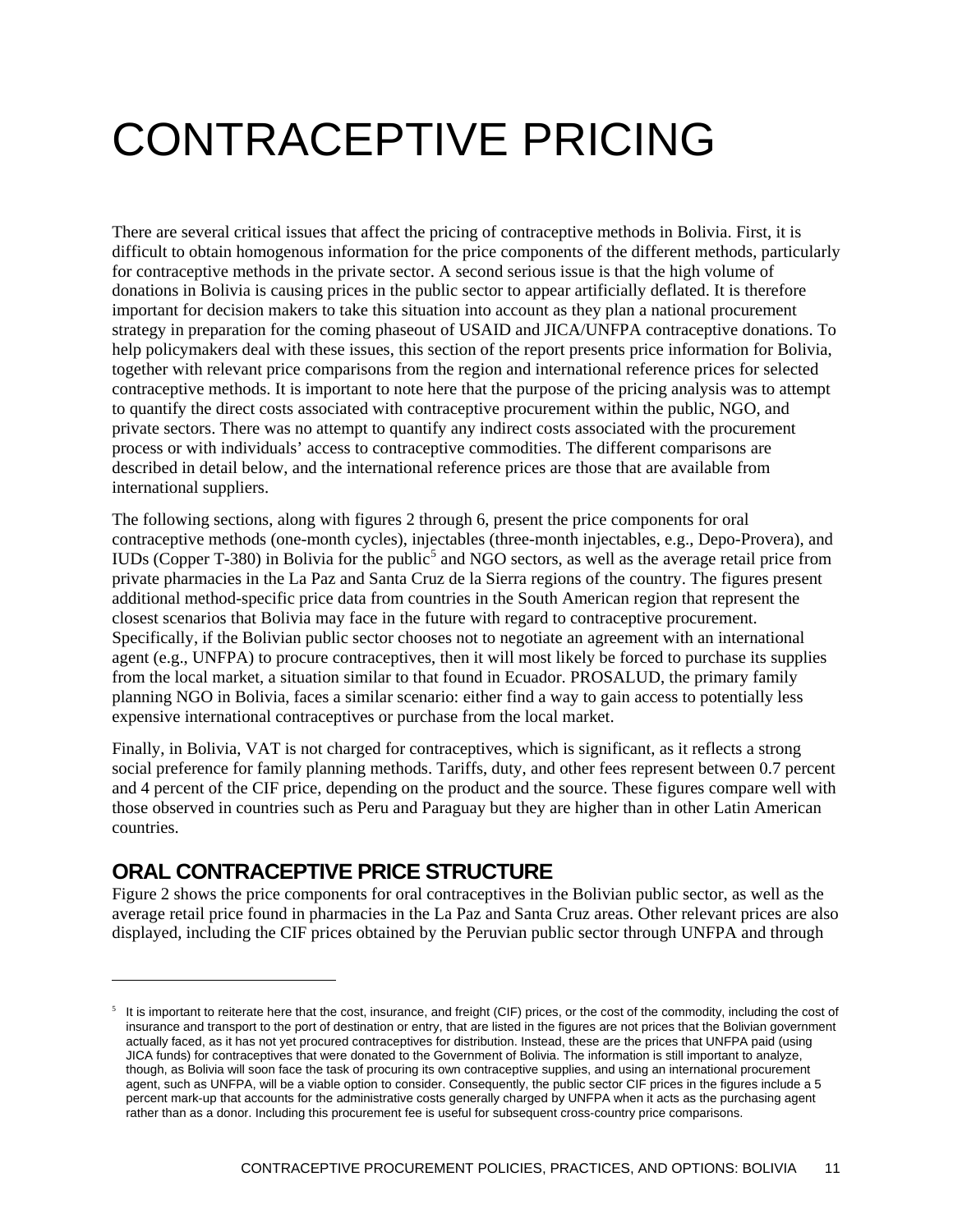# CONTRACEPTIVE PRICING

There are several critical issues that affect the pricing of contraceptive methods in Bolivia. First, it is difficult to obtain homogenous information for the price components of the different methods, particularly for contraceptive methods in the private sector. A second serious issue is that the high volume of donations in Bolivia is causing prices in the public sector to appear artificially deflated. It is therefore important for decision makers to take this situation into account as they plan a national procurement strategy in preparation for the coming phaseout of USAID and JICA/UNFPA contraceptive donations. To help policymakers deal with these issues, this section of the report presents price information for Bolivia, together with relevant price comparisons from the region and international reference prices for selected contraceptive methods. It is important to note here that the purpose of the pricing analysis was to attempt to quantify the direct costs associated with contraceptive procurement within the public, NGO, and private sectors. There was no attempt to quantify any indirect costs associated with the procurement process or with individuals' access to contraceptive commodities. The different comparisons are described in detail below, and the international reference prices are those that are available from international suppliers.

The following sections, along with figures 2 through 6, present the price components for oral contraceptive methods (one-month cycles), injectables (three-month injectables, e.g., Depo-Provera), and IUDs (Copper T-380) in Bolivia for the public[5] and NGO sectors, as well as the average retail price from private pharmacies in the La Paz and Santa Cruz de la Sierra regions of the country. The figures present additional method-specific price data from countries in the South American region that represent the closest scenarios that Bolivia may face in the future with regard to contraceptive procurement. Specifically, if the Bolivian public sector chooses not to negotiate an agreement with an international agent (e.g., UNFPA) to procure contraceptives, then it will most likely be forced to purchase its supplies from the local market, a situation similar to that found in Ecuador. PROSALUD, the primary family planning NGO in Bolivia, faces a similar scenario: either find a way to gain access to potentially less expensive international contraceptives or purchase from the local market.

Finally, in Bolivia, VAT is not charged for contraceptives, which is significant, as it reflects a strong social preference for family planning methods. Tariffs, duty, and other fees represent between 0.7 percent and 4 percent of the CIF price, depending on the product and the source. These figures compare well with those observed in countries such as Peru and Paraguay but they are higher than in other Latin American countries.

## ORAL CONTRACEPTIVE PRICE STRUCTURE

Figure 2 shows the price components for oral contraceptives in the Bolivian public sector, as well as the average retail price found in pharmacies in the La Paz and Santa Cruz areas. Other relevant prices are also displayed, including the CIF prices obtained by the Peruvian public sector through UNFPA and through

---

[5] It is important to reiterate here that the cost, insurance, and freight (CIF) prices, or the cost of the commodity, including the cost of insurance and transport to the port of destination or entry, that are listed in the figures are not prices that the Bolivian government actually faced, as it has not yet procured contraceptives for distribution. Instead, these are the prices that UNFPA paid (using JICA funds) for contraceptives that were donated to the Government of Bolivia. The information is still important to analyze, though, as Bolivia will soon face the task of procuring its own contraceptive supplies, and using an international procurement agent, such as UNFPA, will be a viable option to consider. Consequently, the public sector CIF prices in the figures include a 5 percent mark-up that accounts for the administrative costs generally charged by UNFPA when it acts as the purchasing agent rather than as a donor. Including this procurement fee is useful for subsequent cross-country price comparisons.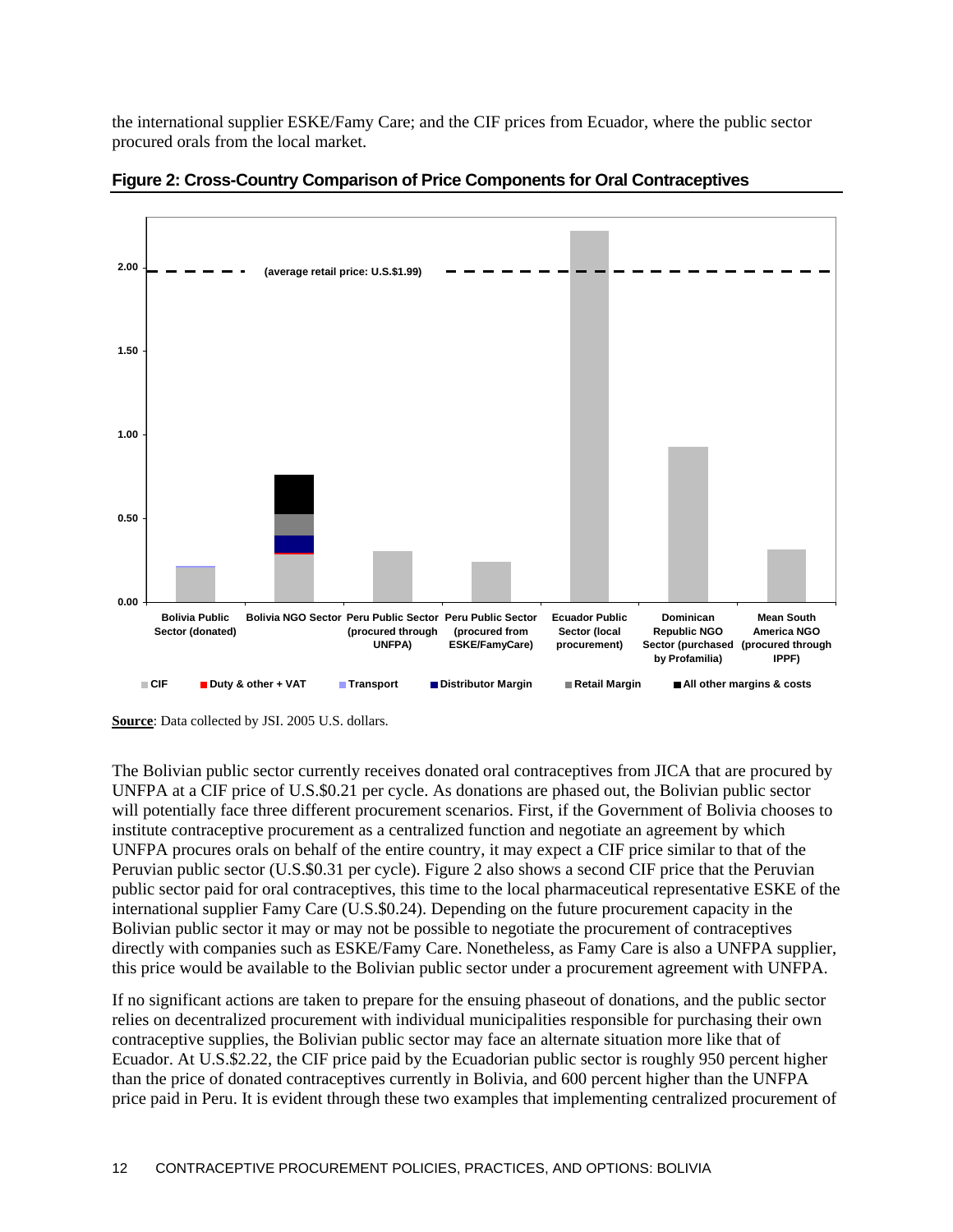the international supplier ESKE/Famy Care; and the CIF prices from Ecuador, where the public sector procured orals from the local market.

**Figure 2: Cross-Country Comparison of Price Components for Oral Contraceptives**

(average retail price: U.S.$1.99)

2.00

1.50

1.00

0.50

0.00

Bolivia Public Sector (donated)

Bolivia NGO Sector

Peru Public Sector (procured through UNFPA)

Peru Public Sector (procured from ESKE/FamyCare)

Ecuador Public Sector (local procurement)

Dominican Republic NGO Sector (purchased by Profamilia)

Mean South America NGO (procured through IPPF)

CIF | Duty & other + VAT | Transport | Distributor Margin | Retail Margin | All other margins & costs

**Source**: Data collected by JSI. 2005 U.S. dollars.

The Bolivian public sector currently receives donated oral contraceptives from JICA that are procured by UNFPA at a CIF price of U.S.$0.21 per cycle. As donations are phased out, the Bolivian public sector will potentially face three different procurement scenarios. First, if the Government of Bolivia chooses to institute contraceptive procurement as a centralized function and negotiate an agreement by which UNFPA procures orals on behalf of the entire country, it may expect a CIF price similar to that of the Peruvian public sector (U.S.$0.31 per cycle). Figure 2 also shows a second CIF price that the Peruvian public sector paid for oral contraceptives, this time to the local pharmaceutical representative ESKE of the international supplier Famy Care (U.S.$0.24). Depending on the future procurement capacity in the Bolivian public sector it may or may not be possible to negotiate the procurement of contraceptives directly with companies such as ESKE/Famy Care. Nonetheless, as Famy Care is also a UNFPA supplier, this price would be available to the Bolivian public sector under a procurement agreement with UNFPA.

If no significant actions are taken to prepare for the ensuing phaseout of donations, and the public sector relies on decentralized procurement with individual municipalities responsible for purchasing their own contraceptive supplies, the Bolivian public sector may face an alternate situation more like that of Ecuador. At U.S.$2.22, the CIF price paid by the Ecuadorian public sector is roughly 950 percent higher than the price of donated contraceptives currently in Bolivia, and 600 percent higher than the UNFPA price paid in Peru. It is evident through these two examples that implementing centralized procurement of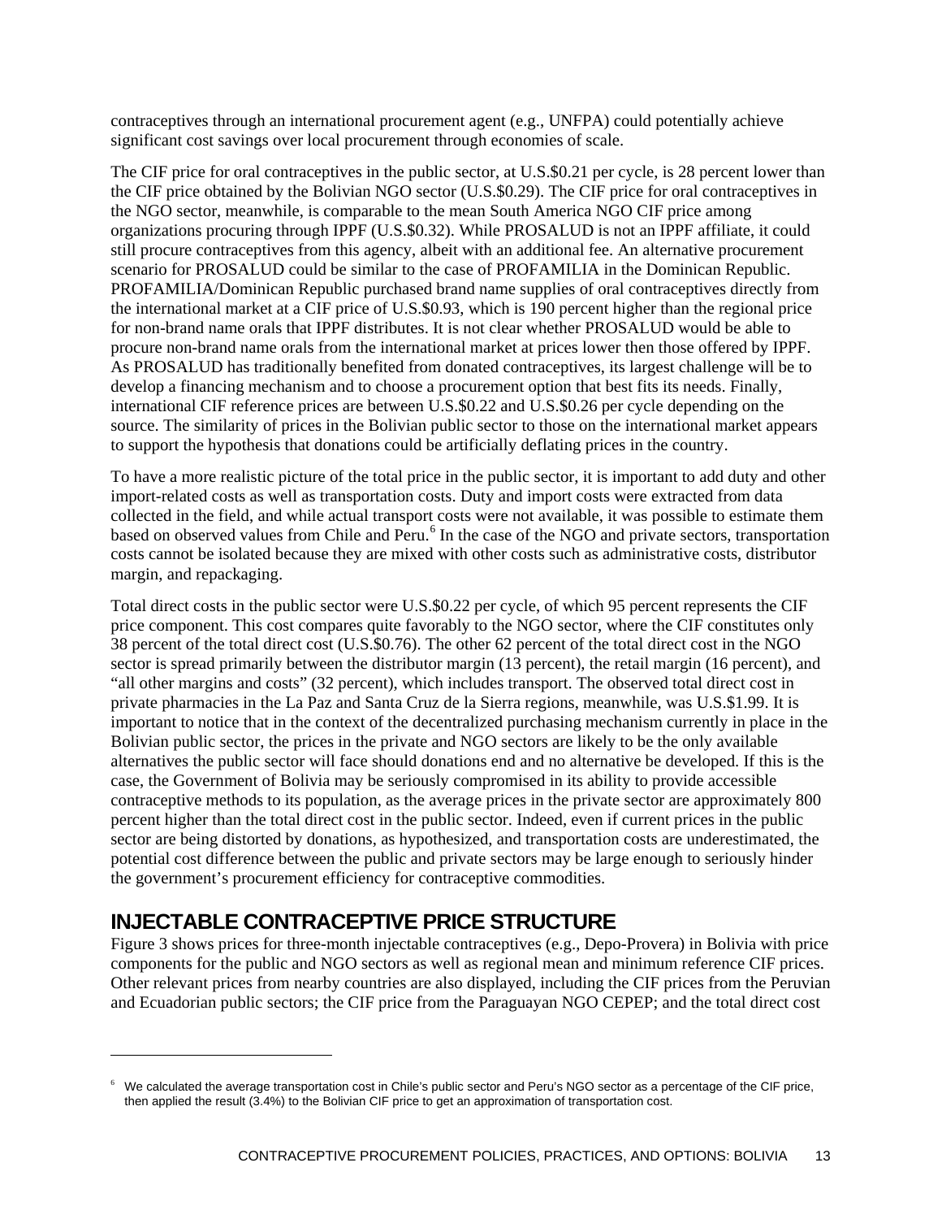contraceptives through an international procurement agent (e.g., UNFPA) could potentially achieve significant cost savings over local procurement through economies of scale.

The CIF price for oral contraceptives in the public sector, at U.S.$0.21 per cycle, is 28 percent lower than the CIF price obtained by the Bolivian NGO sector (U.S.$0.29). The CIF price for oral contraceptives in the NGO sector, meanwhile, is comparable to the mean South America NGO CIF price among organizations procuring through IPPF (U.S.$0.32). While PROSALUD is not an IPPF affiliate, it could still procure contraceptives from this agency, albeit with an additional fee. An alternative procurement scenario for PROSALUD could be similar to the case of PROFAMILIA in the Dominican Republic. PROFAMILIA/Dominican Republic purchased brand name supplies of oral contraceptives directly from the international market at a CIF price of U.S.$0.93, which is 190 percent higher than the regional price for non-brand name orals that IPPF distributes. It is not clear whether PROSALUD would be able to procure non-brand name orals from the international market at prices lower then those offered by IPPF. As PROSALUD has traditionally benefited from donated contraceptives, its largest challenge will be to develop a financing mechanism and to choose a procurement option that best fits its needs. Finally, international CIF reference prices are between U.S.$0.22 and U.S.$0.26 per cycle depending on the source. The similarity of prices in the Bolivian public sector to those on the international market appears to support the hypothesis that donations could be artificially deflating prices in the country.

To have a more realistic picture of the total price in the public sector, it is important to add duty and other import-related costs as well as transportation costs. Duty and import costs were extracted from data collected in the field, and while actual transport costs were not available, it was possible to estimate them based on observed values from Chile and Peru.[6] In the case of the NGO and private sectors, transportation costs cannot be isolated because they are mixed with other costs such as administrative costs, distributor margin, and repackaging.

Total direct costs in the public sector were U.S.$0.22 per cycle, of which 95 percent represents the CIF price component. This cost compares quite favorably to the NGO sector, where the CIF constitutes only 38 percent of the total direct cost (U.S.$0.76). The other 62 percent of the total direct cost in the NGO sector is spread primarily between the distributor margin (13 percent), the retail margin (16 percent), and "all other margins and costs" (32 percent), which includes transport. The observed total direct cost in private pharmacies in the La Paz and Santa Cruz de la Sierra regions, meanwhile, was U.S.$1.99. It is important to notice that in the context of the decentralized purchasing mechanism currently in place in the Bolivian public sector, the prices in the private and NGO sectors are likely to be the only available alternatives the public sector will face should donations end and no alternative be developed. If this is the case, the Government of Bolivia may be seriously compromised in its ability to provide accessible contraceptive methods to its population, as the average prices in the private sector are approximately 800 percent higher than the total direct cost in the public sector. Indeed, even if current prices in the public sector are being distorted by donations, as hypothesized, and transportation costs are underestimated, the potential cost difference between the public and private sectors may be large enough to seriously hinder the government's procurement efficiency for contraceptive commodities.

## INJECTABLE CONTRACEPTIVE PRICE STRUCTURE

Figure 3 shows prices for three-month injectable contraceptives (e.g., Depo-Provera) in Bolivia with price components for the public and NGO sectors as well as regional mean and minimum reference CIF prices. Other relevant prices from nearby countries are also displayed, including the CIF prices from the Peruvian and Ecuadorian public sectors; the CIF price from the Paraguayan NGO CEPEP; and the total direct cost

---

[6] We calculated the average transportation cost in Chile's public sector and Peru's NGO sector as a percentage of the CIF price, then applied the result (3.4%) to the Bolivian CIF price to get an approximation of transportation cost.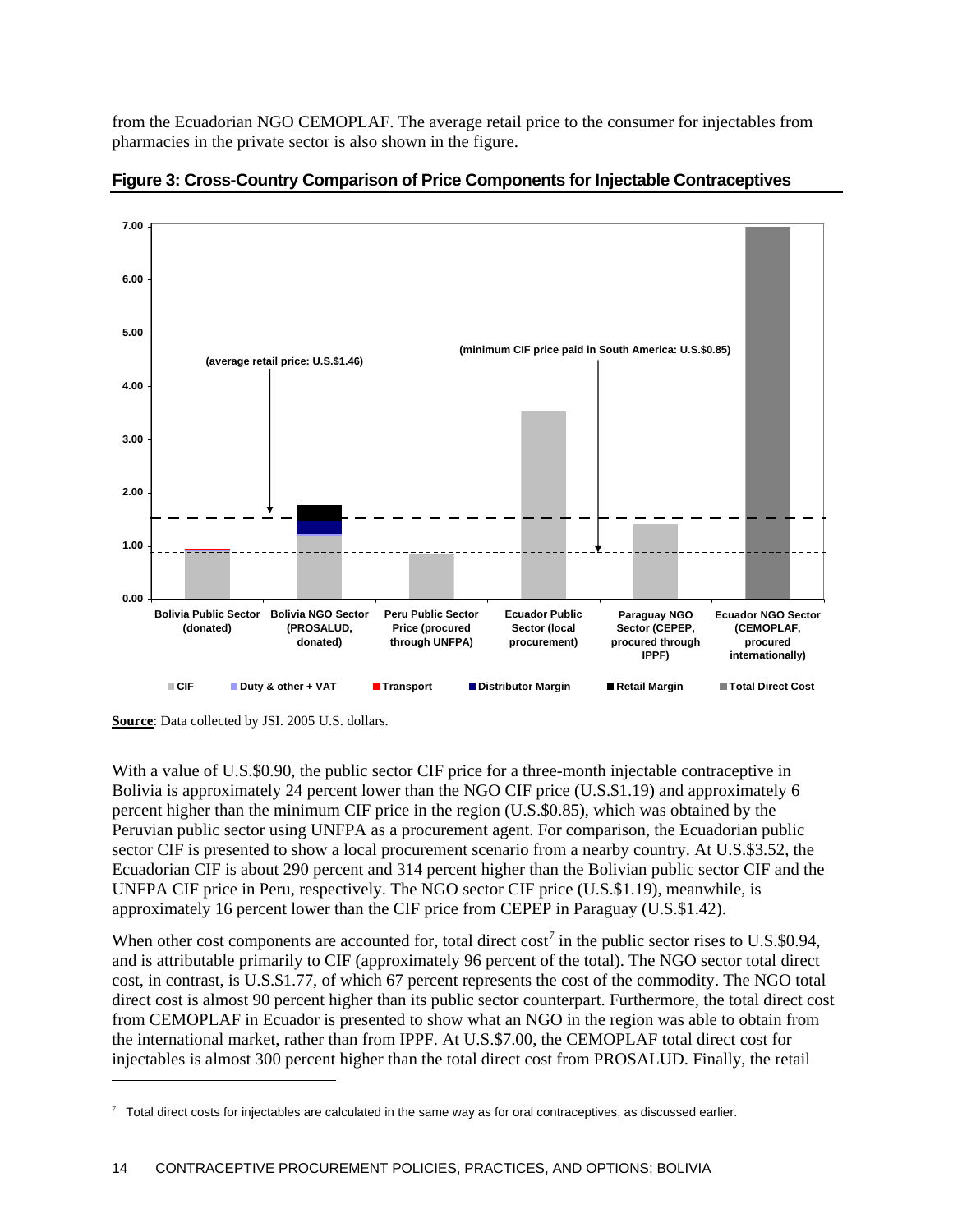from the Ecuadorian NGO CEMOPLAF. The average retail price to the consumer for injectables from pharmacies in the private sector is also shown in the figure.

**Figure 3: Cross-Country Comparison of Price Components for Injectable Contraceptives**

7.00
6.00
5.00
4.00
3.00
2.00
1.00
0.00

(average retail price: U.S.$1.46)

(minimum CIF price paid in South America: U.S.$0.85)

Bolivia Public Sector (donated)
Bolivia NGO Sector (PROSALUD, donated)
Peru Public Sector Price (procured through UNFPA)
Ecuador Public Sector (local procurement)
Paraguay NGO Sector (CEPEP, procured through IPPF)
Ecuador NGO Sector (CEMOPLAF, procured internationally)

CIF
Duty & other + VAT
Transport
Distributor Margin
Retail Margin
Total Direct Cost

**Source**: Data collected by JSI. 2005 U.S. dollars.

With a value of U.S.$0.90, the public sector CIF price for a three-month injectable contraceptive in Bolivia is approximately 24 percent lower than the NGO CIF price (U.S.$1.19) and approximately 6 percent higher than the minimum CIF price in the region (U.S.$0.85), which was obtained by the Peruvian public sector using UNFPA as a procurement agent. For comparison, the Ecuadorian public sector CIF is presented to show a local procurement scenario from a nearby country. At U.S.$3.52, the Ecuadorian CIF is about 290 percent and 314 percent higher than the Bolivian public sector CIF and the UNFPA CIF price in Peru, respectively. The NGO sector CIF price (U.S.$1.19), meanwhile, is approximately 16 percent lower than the CIF price from CEPEP in Paraguay (U.S.$1.42).

When other cost components are accounted for, total direct cost[7] in the public sector rises to U.S.$0.94, and is attributable primarily to CIF (approximately 96 percent of the total). The NGO sector total direct cost, in contrast, is U.S.$1.77, of which 67 percent represents the cost of the commodity. The NGO total direct cost is almost 90 percent higher than its public sector counterpart. Furthermore, the total direct cost from CEMOPLAF in Ecuador is presented to show what an NGO in the region was able to obtain from the international market, rather than from IPPF. At U.S.$7.00, the CEMOPLAF total direct cost for injectables is almost 300 percent higher than the total direct cost from PROSALUD. Finally, the retail

[7] Total direct costs for injectables are calculated in the same way as for oral contraceptives, as discussed earlier.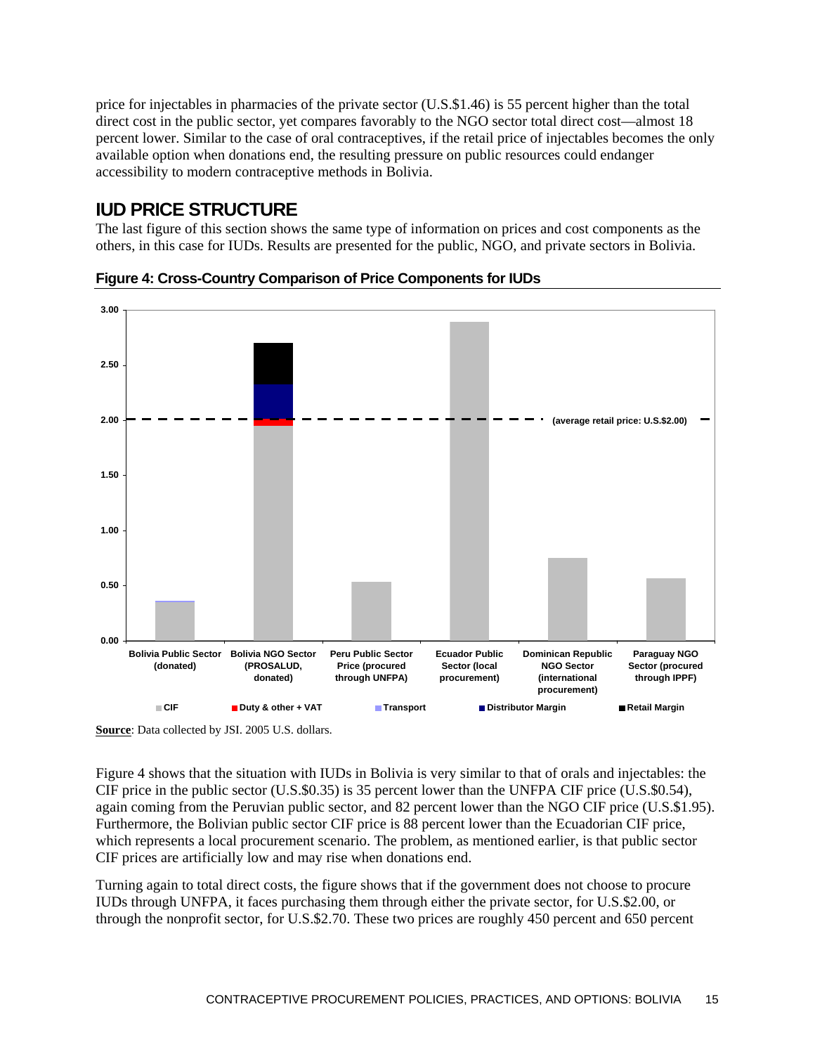price for injectables in pharmacies of the private sector (U.S.$1.46) is 55 percent higher than the total direct cost in the public sector, yet compares favorably to the NGO sector total direct cost—almost 18 percent lower. Similar to the case of oral contraceptives, if the retail price of injectables becomes the only available option when donations end, the resulting pressure on public resources could endanger accessibility to modern contraceptive methods in Bolivia.

## IUD PRICE STRUCTURE

The last figure of this section shows the same type of information on prices and cost components as the others, in this case for IUDs. Results are presented for the public, NGO, and private sectors in Bolivia.

**Figure 4: Cross-Country Comparison of Price Components for IUDs**

3.00
2.50
2.00
1.50
1.00
0.50
0.00

(average retail price: U.S.$2.00)

Bolivia Public Sector (donated)
Bolivia NGO Sector (PROSALUD, donated)
Peru Public Sector Price (procured through UNFPA)
Ecuador Public Sector (local procurement)
Dominican Republic NGO Sector (international procurement)
Paraguay NGO Sector (procured through IPPF)

CIF
Duty & other + VAT
Transport
Distributor Margin
Retail Margin

**Source**: Data collected by JSI. 2005 U.S. dollars.

Figure 4 shows that the situation with IUDs in Bolivia is very similar to that of orals and injectables: the CIF price in the public sector (U.S.$0.35) is 35 percent lower than the UNFPA CIF price (U.S.$0.54), again coming from the Peruvian public sector, and 82 percent lower than the NGO CIF price (U.S.$1.95). Furthermore, the Bolivian public sector CIF price is 88 percent lower than the Ecuadorian CIF price, which represents a local procurement scenario. The problem, as mentioned earlier, is that public sector CIF prices are artificially low and may rise when donations end.

Turning again to total direct costs, the figure shows that if the government does not choose to procure IUDs through UNFPA, it faces purchasing them through either the private sector, for U.S.$2.00, or through the nonprofit sector, for U.S.$2.70. These two prices are roughly 450 percent and 650 percent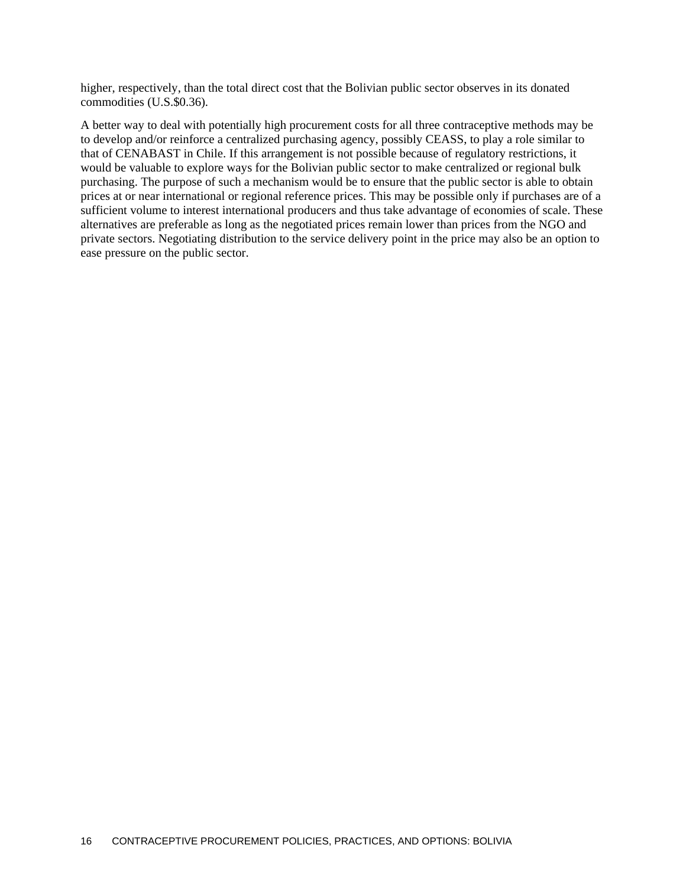higher, respectively, than the total direct cost that the Bolivian public sector observes in its donated commodities (U.S.$0.36).

A better way to deal with potentially high procurement costs for all three contraceptive methods may be to develop and/or reinforce a centralized purchasing agency, possibly CEASS, to play a role similar to that of CENABAST in Chile. If this arrangement is not possible because of regulatory restrictions, it would be valuable to explore ways for the Bolivian public sector to make centralized or regional bulk purchasing. The purpose of such a mechanism would be to ensure that the public sector is able to obtain prices at or near international or regional reference prices. This may be possible only if purchases are of a sufficient volume to interest international producers and thus take advantage of economies of scale. These alternatives are preferable as long as the negotiated prices remain lower than prices from the NGO and private sectors. Negotiating distribution to the service delivery point in the price may also be an option to ease pressure on the public sector.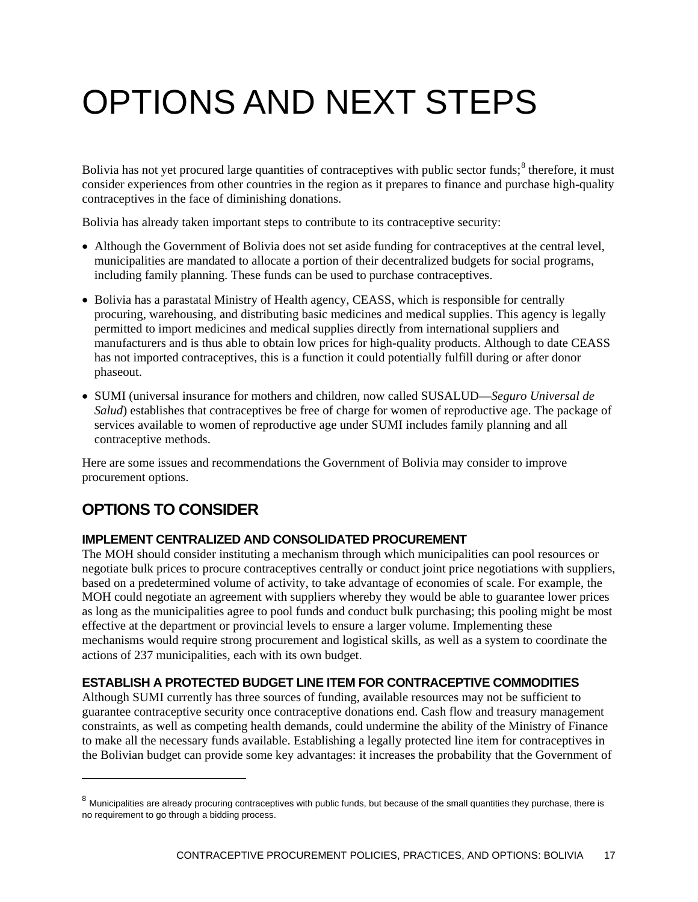# OPTIONS AND NEXT STEPS

Bolivia has not yet procured large quantities of contraceptives with public sector funds;[8] therefore, it must consider experiences from other countries in the region as it prepares to finance and purchase high-quality contraceptives in the face of diminishing donations.

Bolivia has already taken important steps to contribute to its contraceptive security:

- Although the Government of Bolivia does not set aside funding for contraceptives at the central level, municipalities are mandated to allocate a portion of their decentralized budgets for social programs, including family planning. These funds can be used to purchase contraceptives.
- Bolivia has a parastatal Ministry of Health agency, CEASS, which is responsible for centrally procuring, warehousing, and distributing basic medicines and medical supplies. This agency is legally permitted to import medicines and medical supplies directly from international suppliers and manufacturers and is thus able to obtain low prices for high-quality products. Although to date CEASS has not imported contraceptives, this is a function it could potentially fulfill during or after donor phaseout.
- SUMI (universal insurance for mothers and children, now called SUSALUD—*Seguro Universal de Salud*) establishes that contraceptives be free of charge for women of reproductive age. The package of services available to women of reproductive age under SUMI includes family planning and all contraceptive methods.

Here are some issues and recommendations the Government of Bolivia may consider to improve procurement options.

## OPTIONS TO CONSIDER

### IMPLEMENT CENTRALIZED AND CONSOLIDATED PROCUREMENT

The MOH should consider instituting a mechanism through which municipalities can pool resources or negotiate bulk prices to procure contraceptives centrally or conduct joint price negotiations with suppliers, based on a predetermined volume of activity, to take advantage of economies of scale. For example, the MOH could negotiate an agreement with suppliers whereby they would be able to guarantee lower prices as long as the municipalities agree to pool funds and conduct bulk purchasing; this pooling might be most effective at the department or provincial levels to ensure a larger volume. Implementing these mechanisms would require strong procurement and logistical skills, as well as a system to coordinate the actions of 237 municipalities, each with its own budget.

### ESTABLISH A PROTECTED BUDGET LINE ITEM FOR CONTRACEPTIVE COMMODITIES

Although SUMI currently has three sources of funding, available resources may not be sufficient to guarantee contraceptive security once contraceptive donations end. Cash flow and treasury management constraints, as well as competing health demands, could undermine the ability of the Ministry of Finance to make all the necessary funds available. Establishing a legally protected line item for contraceptives in the Bolivian budget can provide some key advantages: it increases the probability that the Government of

[8] Municipalities are already procuring contraceptives with public funds, but because of the small quantities they purchase, there is no requirement to go through a bidding process.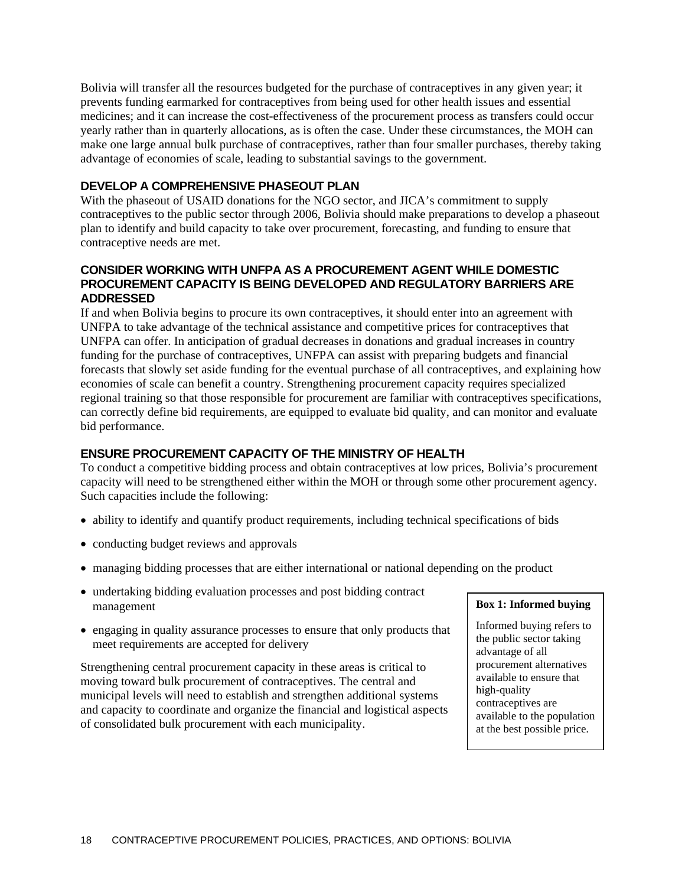Bolivia will transfer all the resources budgeted for the purchase of contraceptives in any given year; it prevents funding earmarked for contraceptives from being used for other health issues and essential medicines; and it can increase the cost-effectiveness of the procurement process as transfers could occur yearly rather than in quarterly allocations, as is often the case. Under these circumstances, the MOH can make one large annual bulk purchase of contraceptives, rather than four smaller purchases, thereby taking advantage of economies of scale, leading to substantial savings to the government.

### DEVELOP A COMPREHENSIVE PHASEOUT PLAN

With the phaseout of USAID donations for the NGO sector, and JICA's commitment to supply contraceptives to the public sector through 2006, Bolivia should make preparations to develop a phaseout plan to identify and build capacity to take over procurement, forecasting, and funding to ensure that contraceptive needs are met.

### CONSIDER WORKING WITH UNFPA AS A PROCUREMENT AGENT WHILE DOMESTIC PROCUREMENT CAPACITY IS BEING DEVELOPED AND REGULATORY BARRIERS ARE ADDRESSED

If and when Bolivia begins to procure its own contraceptives, it should enter into an agreement with UNFPA to take advantage of the technical assistance and competitive prices for contraceptives that UNFPA can offer. In anticipation of gradual decreases in donations and gradual increases in country funding for the purchase of contraceptives, UNFPA can assist with preparing budgets and financial forecasts that slowly set aside funding for the eventual purchase of all contraceptives, and explaining how economies of scale can benefit a country. Strengthening procurement capacity requires specialized regional training so that those responsible for procurement are familiar with contraceptives specifications, can correctly define bid requirements, are equipped to evaluate bid quality, and can monitor and evaluate bid performance.

### ENSURE PROCUREMENT CAPACITY OF THE MINISTRY OF HEALTH

To conduct a competitive bidding process and obtain contraceptives at low prices, Bolivia's procurement capacity will need to be strengthened either within the MOH or through some other procurement agency. Such capacities include the following:

- ability to identify and quantify product requirements, including technical specifications of bids
- conducting budget reviews and approvals
- managing bidding processes that are either international or national depending on the product
- undertaking bidding evaluation processes and post bidding contract management
- engaging in quality assurance processes to ensure that only products that meet requirements are accepted for delivery

Strengthening central procurement capacity in these areas is critical to moving toward bulk procurement of contraceptives. The central and municipal levels will need to establish and strengthen additional systems and capacity to coordinate and organize the financial and logistical aspects of consolidated bulk procurement with each municipality.

> **Box 1: Informed buying**
>
> Informed buying refers to the public sector taking advantage of all procurement alternatives available to ensure that high-quality contraceptives are available to the population at the best possible price.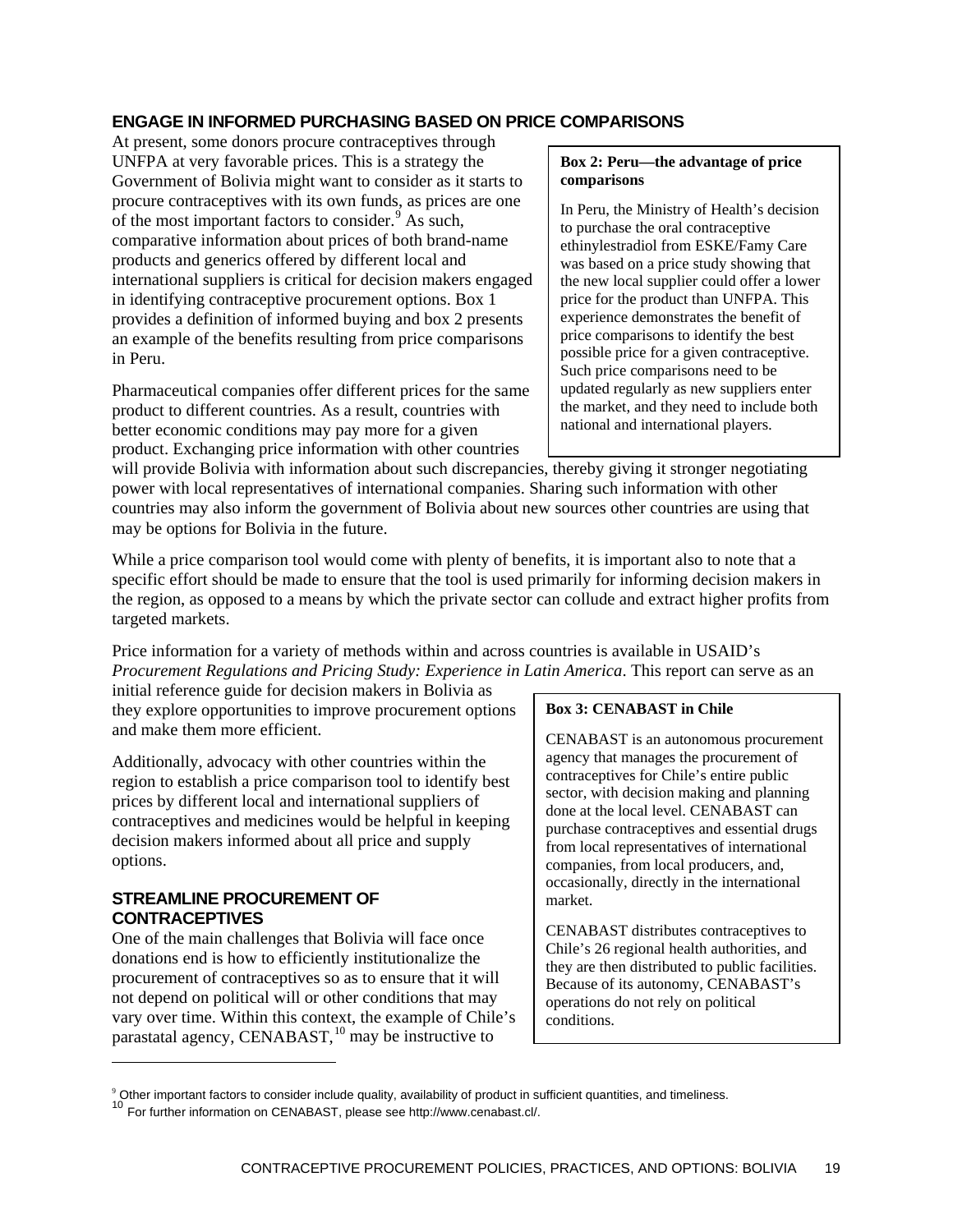## ENGAGE IN INFORMED PURCHASING BASED ON PRICE COMPARISONS

At present, some donors procure contraceptives through UNFPA at very favorable prices. This is a strategy the Government of Bolivia might want to consider as it starts to procure contraceptives with its own funds, as prices are one of the most important factors to consider.[9] As such, comparative information about prices of both brand-name products and generics offered by different local and international suppliers is critical for decision makers engaged in identifying contraceptive procurement options. Box 1 provides a definition of informed buying and box 2 presents an example of the benefits resulting from price comparisons in Peru.

> **Box 2: Peru—the advantage of price comparisons**
>
> In Peru, the Ministry of Health's decision to purchase the oral contraceptive ethinylestradiol from ESKE/Famy Care was based on a price study showing that the new local supplier could offer a lower price for the product than UNFPA. This experience demonstrates the benefit of price comparisons to identify the best possible price for a given contraceptive. Such price comparisons need to be updated regularly as new suppliers enter the market, and they need to include both national and international players.

Pharmaceutical companies offer different prices for the same product to different countries. As a result, countries with better economic conditions may pay more for a given product. Exchanging price information with other countries will provide Bolivia with information about such discrepancies, thereby giving it stronger negotiating power with local representatives of international companies. Sharing such information with other countries may also inform the government of Bolivia about new sources other countries are using that may be options for Bolivia in the future.

While a price comparison tool would come with plenty of benefits, it is important also to note that a specific effort should be made to ensure that the tool is used primarily for informing decision makers in the region, as opposed to a means by which the private sector can collude and extract higher profits from targeted markets.

Price information for a variety of methods within and across countries is available in USAID's *Procurement Regulations and Pricing Study: Experience in Latin America*. This report can serve as an initial reference guide for decision makers in Bolivia as they explore opportunities to improve procurement options and make them more efficient.

Additionally, advocacy with other countries within the region to establish a price comparison tool to identify best prices by different local and international suppliers of contraceptives and medicines would be helpful in keeping decision makers informed about all price and supply options.

> **Box 3: CENABAST in Chile**
>
> CENABAST is an autonomous procurement agency that manages the procurement of contraceptives for Chile's entire public sector, with decision making and planning done at the local level. CENABAST can purchase contraceptives and essential drugs from local representatives of international companies, from local producers, and, occasionally, directly in the international market.
>
> CENABAST distributes contraceptives to Chile's 26 regional health authorities, and they are then distributed to public facilities. Because of its autonomy, CENABAST's operations do not rely on political conditions.

## STREAMLINE PROCUREMENT OF CONTRACEPTIVES

One of the main challenges that Bolivia will face once donations end is how to efficiently institutionalize the procurement of contraceptives so as to ensure that it will not depend on political will or other conditions that may vary over time. Within this context, the example of Chile's parastatal agency, CENABAST,[10] may be instructive to

[9] Other important factors to consider include quality, availability of product in sufficient quantities, and timeliness.

[10] For further information on CENABAST, please see http://www.cenabast.cl/.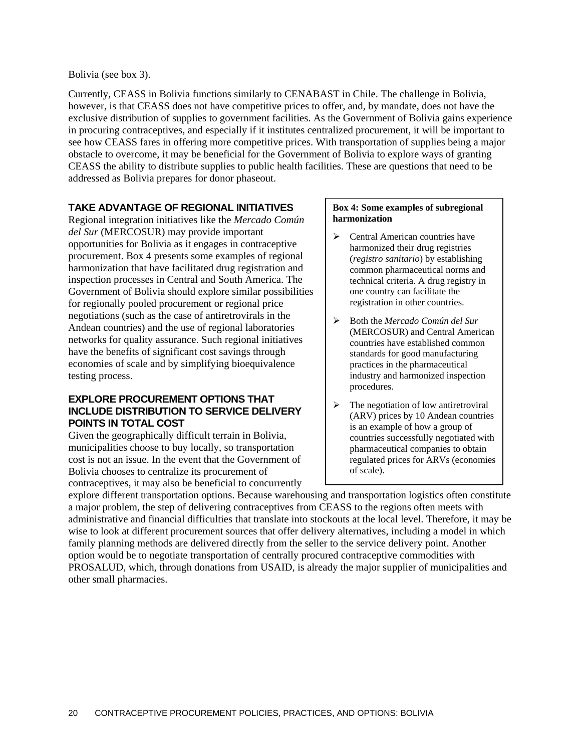Bolivia (see box 3).

Currently, CEASS in Bolivia functions similarly to CENABAST in Chile. The challenge in Bolivia, however, is that CEASS does not have competitive prices to offer, and, by mandate, does not have the exclusive distribution of supplies to government facilities. As the Government of Bolivia gains experience in procuring contraceptives, and especially if it institutes centralized procurement, it will be important to see how CEASS fares in offering more competitive prices. With transportation of supplies being a major obstacle to overcome, it may be beneficial for the Government of Bolivia to explore ways of granting CEASS the ability to distribute supplies to public health facilities. These are questions that need to be addressed as Bolivia prepares for donor phaseout.

## TAKE ADVANTAGE OF REGIONAL INITIATIVES

Regional integration initiatives like the *Mercado Común del Sur* (MERCOSUR) may provide important opportunities for Bolivia as it engages in contraceptive procurement. Box 4 presents some examples of regional harmonization that have facilitated drug registration and inspection processes in Central and South America. The Government of Bolivia should explore similar possibilities for regionally pooled procurement or regional price negotiations (such as the case of antiretrovirals in the Andean countries) and the use of regional laboratories networks for quality assurance. Such regional initiatives have the benefits of significant cost savings through economies of scale and by simplifying bioequivalence testing process.

**Box 4: Some examples of subregional harmonization**

- Central American countries have harmonized their drug registries (*registro sanitario*) by establishing common pharmaceutical norms and technical criteria. A drug registry in one country can facilitate the registration in other countries.
- Both the *Mercado Común del Sur* (MERCOSUR) and Central American countries have established common standards for good manufacturing practices in the pharmaceutical industry and harmonized inspection procedures.
- The negotiation of low antiretroviral (ARV) prices by 10 Andean countries is an example of how a group of countries successfully negotiated with pharmaceutical companies to obtain regulated prices for ARVs (economies of scale).

## EXPLORE PROCUREMENT OPTIONS THAT INCLUDE DISTRIBUTION TO SERVICE DELIVERY POINTS IN TOTAL COST

Given the geographically difficult terrain in Bolivia, municipalities choose to buy locally, so transportation cost is not an issue. In the event that the Government of Bolivia chooses to centralize its procurement of contraceptives, it may also be beneficial to concurrently explore different transportation options. Because warehousing and transportation logistics often constitute a major problem, the step of delivering contraceptives from CEASS to the regions often meets with administrative and financial difficulties that translate into stockouts at the local level. Therefore, it may be wise to look at different procurement sources that offer delivery alternatives, including a model in which family planning methods are delivered directly from the seller to the service delivery point. Another option would be to negotiate transportation of centrally procured contraceptive commodities with PROSALUD, which, through donations from USAID, is already the major supplier of municipalities and other small pharmacies.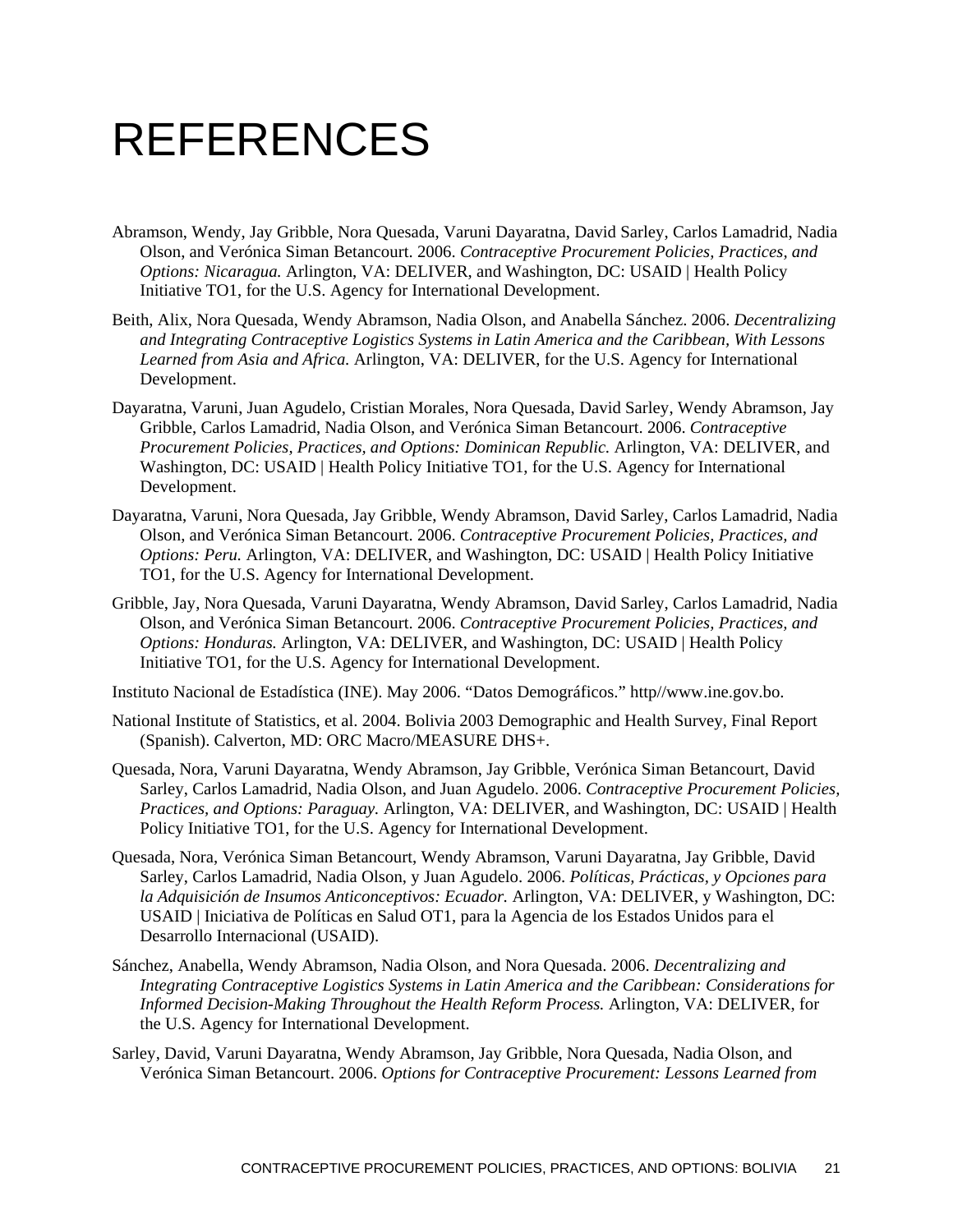# REFERENCES

Abramson, Wendy, Jay Gribble, Nora Quesada, Varuni Dayaratna, David Sarley, Carlos Lamadrid, Nadia Olson, and Verónica Siman Betancourt. 2006. *Contraceptive Procurement Policies, Practices, and Options: Nicaragua.* Arlington, VA: DELIVER, and Washington, DC: USAID | Health Policy Initiative TO1, for the U.S. Agency for International Development.

Beith, Alix, Nora Quesada, Wendy Abramson, Nadia Olson, and Anabella Sánchez. 2006. *Decentralizing and Integrating Contraceptive Logistics Systems in Latin America and the Caribbean, With Lessons Learned from Asia and Africa.* Arlington, VA: DELIVER, for the U.S. Agency for International Development.

Dayaratna, Varuni, Juan Agudelo, Cristian Morales, Nora Quesada, David Sarley, Wendy Abramson, Jay Gribble, Carlos Lamadrid, Nadia Olson, and Verónica Siman Betancourt. 2006. *Contraceptive Procurement Policies, Practices, and Options: Dominican Republic.* Arlington, VA: DELIVER, and Washington, DC: USAID | Health Policy Initiative TO1, for the U.S. Agency for International Development.

Dayaratna, Varuni, Nora Quesada, Jay Gribble, Wendy Abramson, David Sarley, Carlos Lamadrid, Nadia Olson, and Verónica Siman Betancourt. 2006. *Contraceptive Procurement Policies, Practices, and Options: Peru.* Arlington, VA: DELIVER, and Washington, DC: USAID | Health Policy Initiative TO1, for the U.S. Agency for International Development.

Gribble, Jay, Nora Quesada, Varuni Dayaratna, Wendy Abramson, David Sarley, Carlos Lamadrid, Nadia Olson, and Verónica Siman Betancourt. 2006. *Contraceptive Procurement Policies, Practices, and Options: Honduras.* Arlington, VA: DELIVER, and Washington, DC: USAID | Health Policy Initiative TO1, for the U.S. Agency for International Development.

Instituto Nacional de Estadística (INE). May 2006. "Datos Demográficos." http//www.ine.gov.bo.

National Institute of Statistics, et al. 2004. Bolivia 2003 Demographic and Health Survey, Final Report (Spanish). Calverton, MD: ORC Macro/MEASURE DHS+.

Quesada, Nora, Varuni Dayaratna, Wendy Abramson, Jay Gribble, Verónica Siman Betancourt, David Sarley, Carlos Lamadrid, Nadia Olson, and Juan Agudelo. 2006. *Contraceptive Procurement Policies, Practices, and Options: Paraguay.* Arlington, VA: DELIVER, and Washington, DC: USAID | Health Policy Initiative TO1, for the U.S. Agency for International Development.

Quesada, Nora, Verónica Siman Betancourt, Wendy Abramson, Varuni Dayaratna, Jay Gribble, David Sarley, Carlos Lamadrid, Nadia Olson, y Juan Agudelo. 2006. *Políticas, Prácticas, y Opciones para la Adquisición de Insumos Anticonceptivos: Ecuador.* Arlington, VA: DELIVER, y Washington, DC: USAID | Iniciativa de Políticas en Salud OT1, para la Agencia de los Estados Unidos para el Desarrollo Internacional (USAID).

Sánchez, Anabella, Wendy Abramson, Nadia Olson, and Nora Quesada. 2006. *Decentralizing and Integrating Contraceptive Logistics Systems in Latin America and the Caribbean: Considerations for Informed Decision-Making Throughout the Health Reform Process.* Arlington, VA: DELIVER, for the U.S. Agency for International Development.

Sarley, David, Varuni Dayaratna, Wendy Abramson, Jay Gribble, Nora Quesada, Nadia Olson, and Verónica Siman Betancourt. 2006. *Options for Contraceptive Procurement: Lessons Learned from*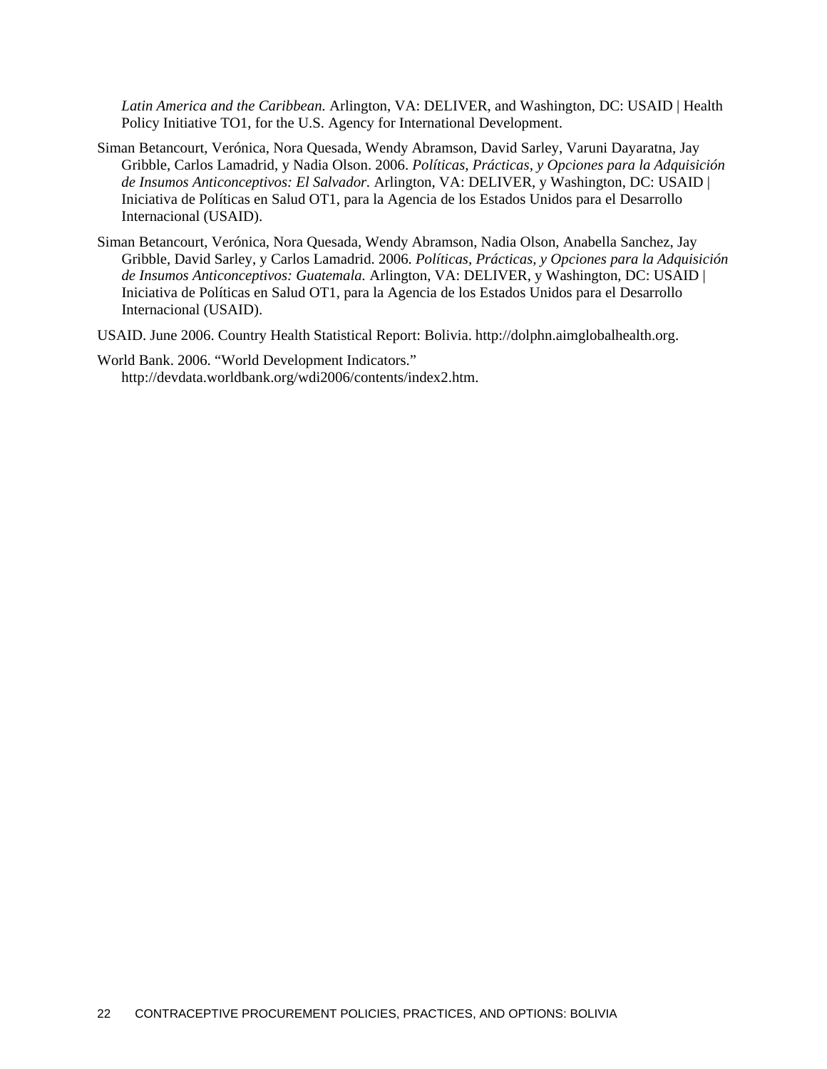*Latin America and the Caribbean.* Arlington, VA: DELIVER, and Washington, DC: USAID | Health Policy Initiative TO1, for the U.S. Agency for International Development.

Siman Betancourt, Verónica, Nora Quesada, Wendy Abramson, David Sarley, Varuni Dayaratna, Jay Gribble, Carlos Lamadrid, y Nadia Olson. 2006. *Políticas, Prácticas, y Opciones para la Adquisición de Insumos Anticonceptivos: El Salvador.* Arlington, VA: DELIVER, y Washington, DC: USAID | Iniciativa de Políticas en Salud OT1, para la Agencia de los Estados Unidos para el Desarrollo Internacional (USAID).

Siman Betancourt, Verónica, Nora Quesada, Wendy Abramson, Nadia Olson, Anabella Sanchez, Jay Gribble, David Sarley, y Carlos Lamadrid. 2006. *Políticas, Prácticas, y Opciones para la Adquisición de Insumos Anticonceptivos: Guatemala.* Arlington, VA: DELIVER, y Washington, DC: USAID | Iniciativa de Políticas en Salud OT1, para la Agencia de los Estados Unidos para el Desarrollo Internacional (USAID).

USAID. June 2006. Country Health Statistical Report: Bolivia. http://dolphn.aimglobalhealth.org.

World Bank. 2006. "World Development Indicators." http://devdata.worldbank.org/wdi2006/contents/index2.htm.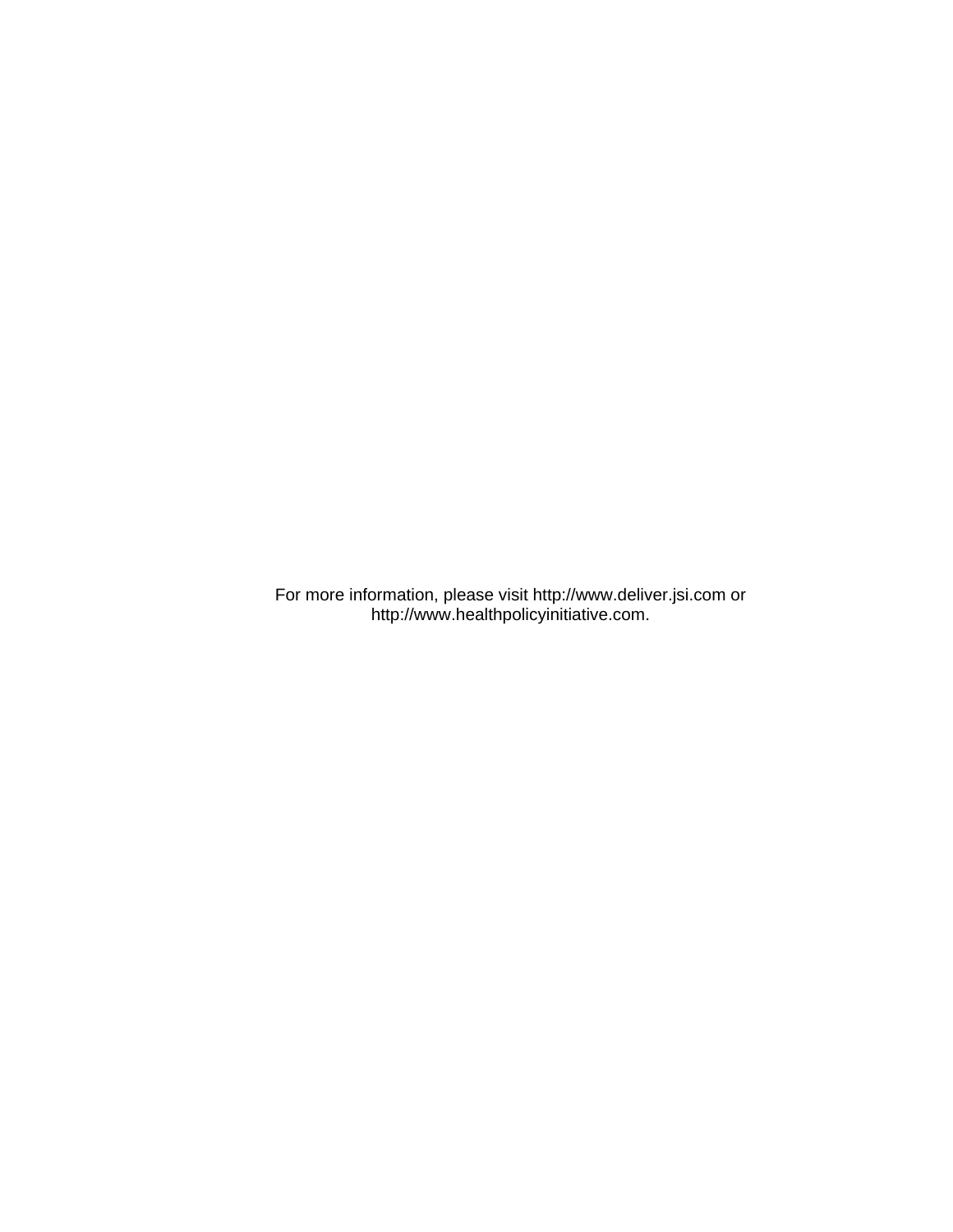For more information, please visit http://www.deliver.jsi.com or http://www.healthpolicyinitiative.com.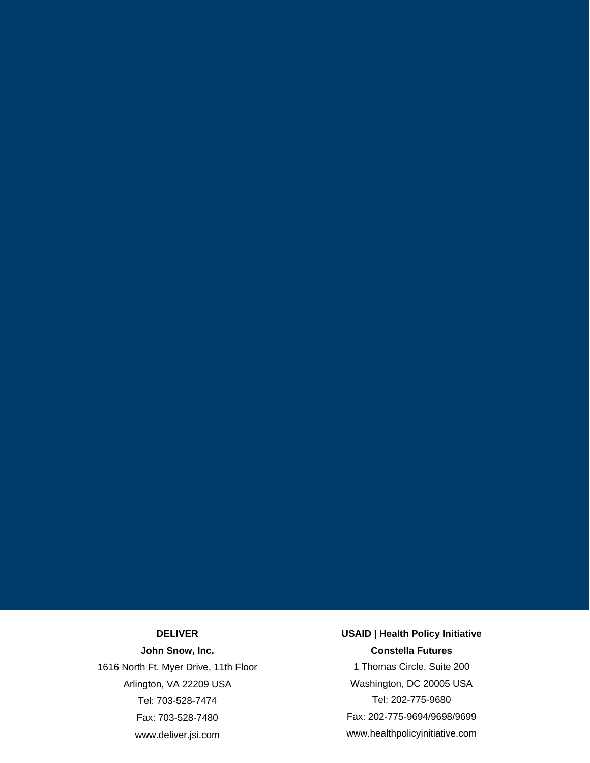**DELIVER**

**John Snow, Inc.**

1616 North Ft. Myer Drive, 11th Floor

Arlington, VA 22209 USA

Tel: 703-528-7474

Fax: 703-528-7480

www.deliver.jsi.com

**USAID | Health Policy Initiative**

**Constella Futures**

1 Thomas Circle, Suite 200

Washington, DC 20005 USA

Tel: 202-775-9680

Fax: 202-775-9694/9698/9699

www.healthpolicyinitiative.com